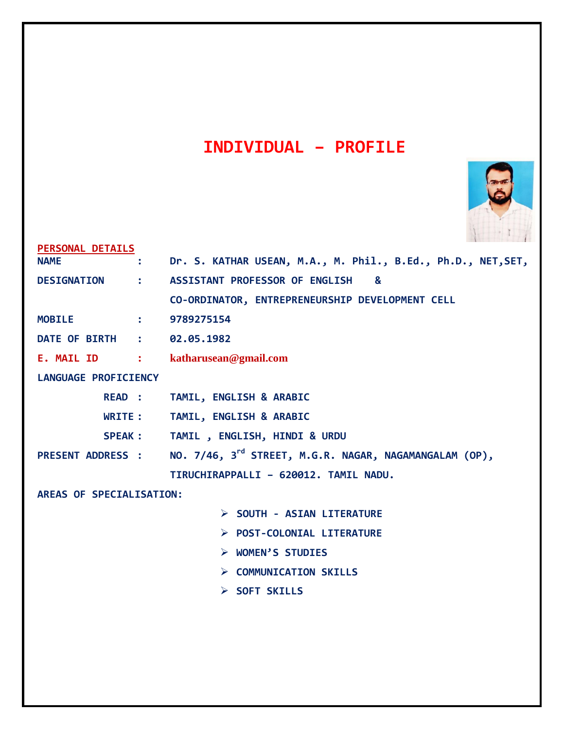# INDIVIDUAL – PROFILE

## PERSONAL DETAILS

**NAME** : Dr. S. KATHAR USEAN, M.A., M. Phil., B.Ed., Ph.D., NET,SET,

**DESIGNATION** : ASSISTANT PROFESSOR OF ENGLISH &
CO-ORDINATOR, ENTREPRENEURSHIP DEVELOPMENT CELL

**MOBILE** : 9789275154

**DATE OF BIRTH** : 02.05.1982

**E. MAIL ID** : katharusean@gmail.com

**LANGUAGE PROFICIENCY**

- **READ** : TAMIL, ENGLISH & ARABIC
- **WRITE** : TAMIL, ENGLISH & ARABIC
- **SPEAK** : TAMIL , ENGLISH, HINDI & URDU

**PRESENT ADDRESS** : NO. 7/46, 3rd STREET, M.G.R. NAGAR, NAGAMANGALAM (OP),
TIRUCHIRAPPALLI – 620012. TAMIL NADU.

**AREAS OF SPECIALISATION:**

- SOUTH - ASIAN LITERATURE
- POST-COLONIAL LITERATURE
- WOMEN'S STUDIES
- COMMUNICATION SKILLS
- SOFT SKILLS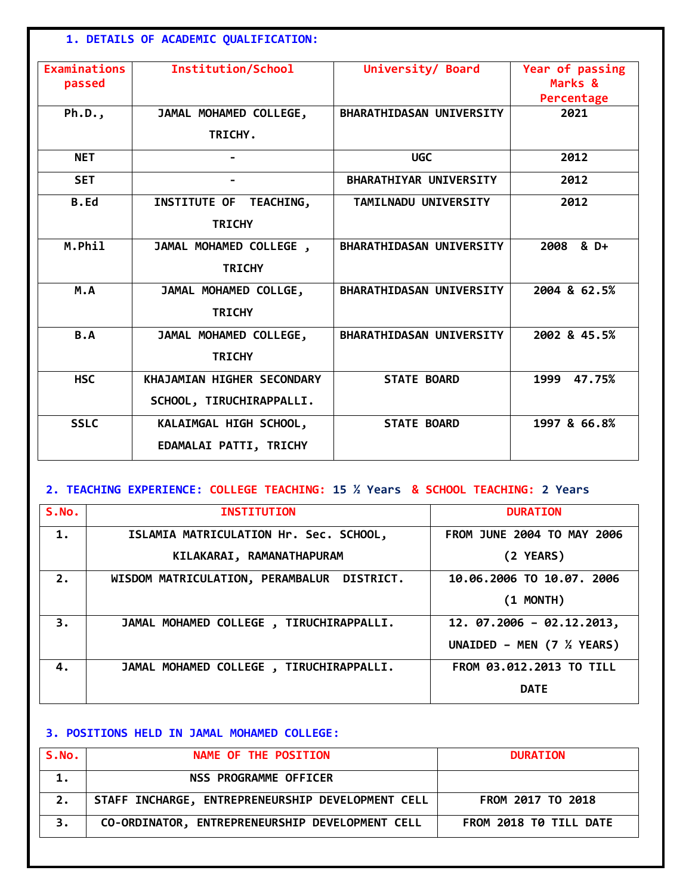## 1. DETAILS OF ACADEMIC QUALIFICATION:

| Examinations passed | Institution/School | University/ Board | Year of passing Marks & Percentage |
|---|---|---|---|
| Ph.D., | JAMAL MOHAMED COLLEGE, TRICHY. | BHARATHIDASAN UNIVERSITY | 2021 |
| NET | - | UGC | 2012 |
| SET | - | BHARATHIYAR UNIVERSITY | 2012 |
| B.Ed | INSTITUTE OF TEACHING, TRICHY | TAMILNADU UNIVERSITY | 2012 |
| M.Phil | JAMAL MOHAMED COLLEGE , TRICHY | BHARATHIDASAN UNIVERSITY | 2008 & D+ |
| M.A | JAMAL MOHAMED COLLGE, TRICHY | BHARATHIDASAN UNIVERSITY | 2004 & 62.5% |
| B.A | JAMAL MOHAMED COLLEGE, TRICHY | BHARATHIDASAN UNIVERSITY | 2002 & 45.5% |
| HSC | KHAJAMIAN HIGHER SECONDARY SCHOOL, TIRUCHIRAPPALLI. | STATE BOARD | 1999 47.75% |
| SSLC | KALAIMGAL HIGH SCHOOL, EDAMALAI PATTI, TRICHY | STATE BOARD | 1997 & 66.8% |

## 2. TEACHING EXPERIENCE: COLLEGE TEACHING: 15 ½ Years & SCHOOL TEACHING: 2 Years

| S.No. | INSTITUTION | DURATION |
|---|---|---|
| 1. | ISLAMIA MATRICULATION Hr. Sec. SCHOOL, KILAKARAI, RAMANATHAPURAM | FROM JUNE 2004 TO MAY 2006 (2 YEARS) |
| 2. | WISDOM MATRICULATION, PERAMBALUR DISTRICT. | 10.06.2006 TO 10.07. 2006 (1 MONTH) |
| 3. | JAMAL MOHAMED COLLEGE , TIRUCHIRAPPALLI. | 12. 07.2006 – 02.12.2013, UNAIDED – MEN (7 ½ YEARS) |
| 4. | JAMAL MOHAMED COLLEGE , TIRUCHIRAPPALLI. | FROM 03.012.2013 TO TILL DATE |

## 3. POSITIONS HELD IN JAMAL MOHAMED COLLEGE:

| S.No. | NAME OF THE POSITION | DURATION |
|---|---|---|
| 1. | NSS PROGRAMME OFFICER | |
| 2. | STAFF INCHARGE, ENTREPRENEURSHIP DEVELOPMENT CELL | FROM 2017 TO 2018 |
| 3. | CO-ORDINATOR, ENTREPRENEURSHIP DEVELOPMENT CELL | FROM 2018 T0 TILL DATE |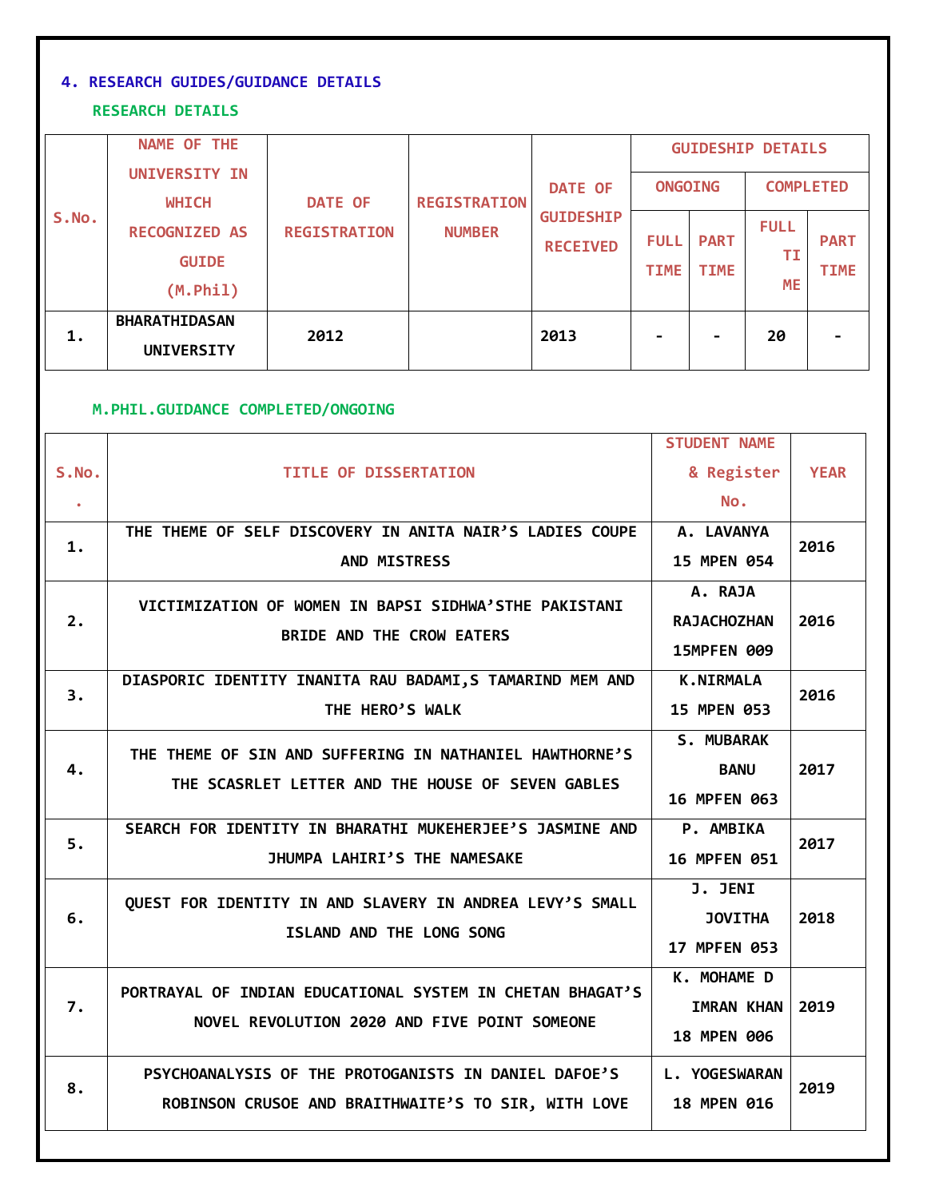### 4. RESEARCH GUIDES/GUIDANCE DETAILS

#### RESEARCH DETAILS

| S.No. | NAME OF THE UNIVERSITY IN WHICH RECOGNIZED AS GUIDE (M.Phil) | DATE OF REGISTRATION | REGISTRATION NUMBER | DATE OF GUIDESHIP RECEIVED | GUIDESHIP DETAILS | | | |
|---|---|---|---|---|---|---|---|---|
| | | | | | ONGOING | | COMPLETED | |
| | | | | | FULL TIME | PART TIME | FULL TIME | PART TIME |
| 1. | BHARATHIDASAN UNIVERSITY | 2012 | | 2013 | - | - | 20 | - |

#### M.PHIL.GUIDANCE COMPLETED/ONGOING

| S.No. | TITLE OF DISSERTATION | STUDENT NAME & Register No. | YEAR |
|---|---|---|---|
| 1. | THE THEME OF SELF DISCOVERY IN ANITA NAIR'S LADIES COUPE AND MISTRESS | A. LAVANYA 15 MPEN 054 | 2016 |
| 2. | VICTIMIZATION OF WOMEN IN BAPSI SIDHWA'STHE PAKISTANI BRIDE AND THE CROW EATERS | A. RAJA RAJACHOZHAN 15MPFEN 009 | 2016 |
| 3. | DIASPORIC IDENTITY INANITA RAU BADAMI,S TAMARIND MEM AND THE HERO'S WALK | K.NIRMALA 15 MPEN 053 | 2016 |
| 4. | THE THEME OF SIN AND SUFFERING IN NATHANIEL HAWTHORNE'S THE SCASRLET LETTER AND THE HOUSE OF SEVEN GABLES | S. MUBARAK BANU 16 MPFEN 063 | 2017 |
| 5. | SEARCH FOR IDENTITY IN BHARATHI MUKEHERJEE'S JASMINE AND JHUMPA LAHIRI'S THE NAMESAKE | P. AMBIKA 16 MPFEN 051 | 2017 |
| 6. | QUEST FOR IDENTITY IN AND SLAVERY IN ANDREA LEVY'S SMALL ISLAND AND THE LONG SONG | J. JENI JOVITHA 17 MPFEN 053 | 2018 |
| 7. | PORTRAYAL OF INDIAN EDUCATIONAL SYSTEM IN CHETAN BHAGAT'S NOVEL REVOLUTION 2020 AND FIVE POINT SOMEONE | K. MOHAME D IMRAN KHAN 18 MPEN 006 | 2019 |
| 8. | PSYCHOANALYSIS OF THE PROTOGANISTS IN DANIEL DAFOE'S ROBINSON CRUSOE AND BRAITHWAITE'S TO SIR, WITH LOVE | L. YOGESWARAN 18 MPEN 016 | 2019 |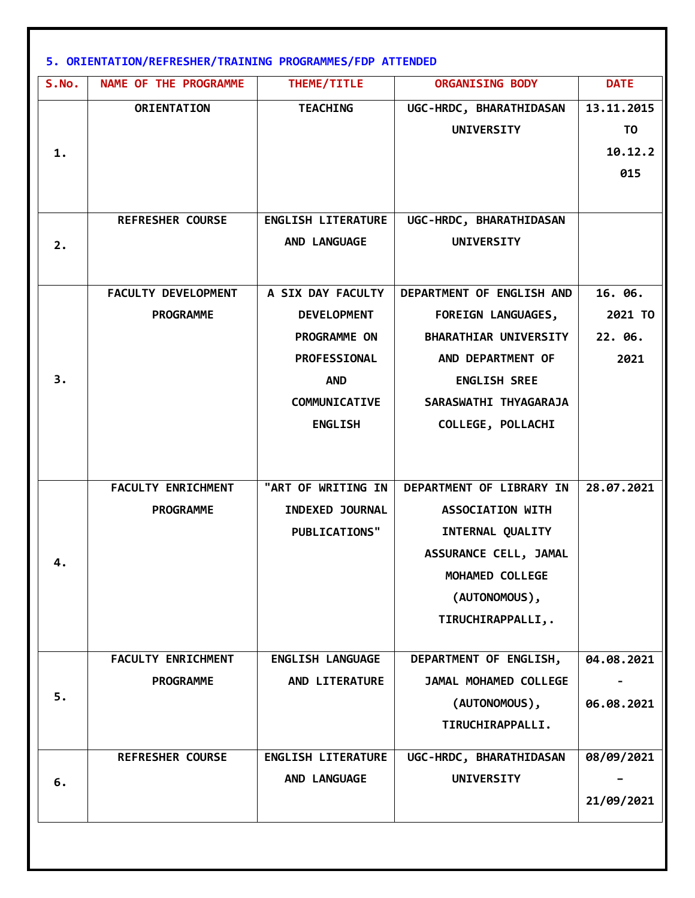### 5. ORIENTATION/REFRESHER/TRAINING PROGRAMMES/FDP ATTENDED

| S.No. | NAME OF THE PROGRAMME | THEME/TITLE | ORGANISING BODY | DATE |
|---|---|---|---|---|
| 1. | ORIENTATION | TEACHING | UGC-HRDC, BHARATHIDASAN UNIVERSITY | 13.11.2015 TO 10.12.2015 |
| 2. | REFRESHER COURSE | ENGLISH LITERATURE AND LANGUAGE | UGC-HRDC, BHARATHIDASAN UNIVERSITY | |
| 3. | FACULTY DEVELOPMENT PROGRAMME | A SIX DAY FACULTY DEVELOPMENT PROGRAMME ON PROFESSIONAL AND COMMUNICATIVE ENGLISH | DEPARTMENT OF ENGLISH AND FOREIGN LANGUAGES, BHARATHIAR UNIVERSITY AND DEPARTMENT OF ENGLISH SREE SARASWATHI THYAGARAJA COLLEGE, POLLACHI | 16. 06. 2021 TO 22. 06. 2021 |
| 4. | FACULTY ENRICHMENT PROGRAMME | "ART OF WRITING IN INDEXED JOURNAL PUBLICATIONS" | DEPARTMENT OF LIBRARY IN ASSOCIATION WITH INTERNAL QUALITY ASSURANCE CELL, JAMAL MOHAMED COLLEGE (AUTONOMOUS), TIRUCHIRAPPALLI,. | 28.07.2021 |
| 5. | FACULTY ENRICHMENT PROGRAMME | ENGLISH LANGUAGE AND LITERATURE | DEPARTMENT OF ENGLISH, JAMAL MOHAMED COLLEGE (AUTONOMOUS), TIRUCHIRAPPALLI. | 04.08.2021 - 06.08.2021 |
| 6. | REFRESHER COURSE | ENGLISH LITERATURE AND LANGUAGE | UGC-HRDC, BHARATHIDASAN UNIVERSITY | 08/09/2021 - 21/09/2021 |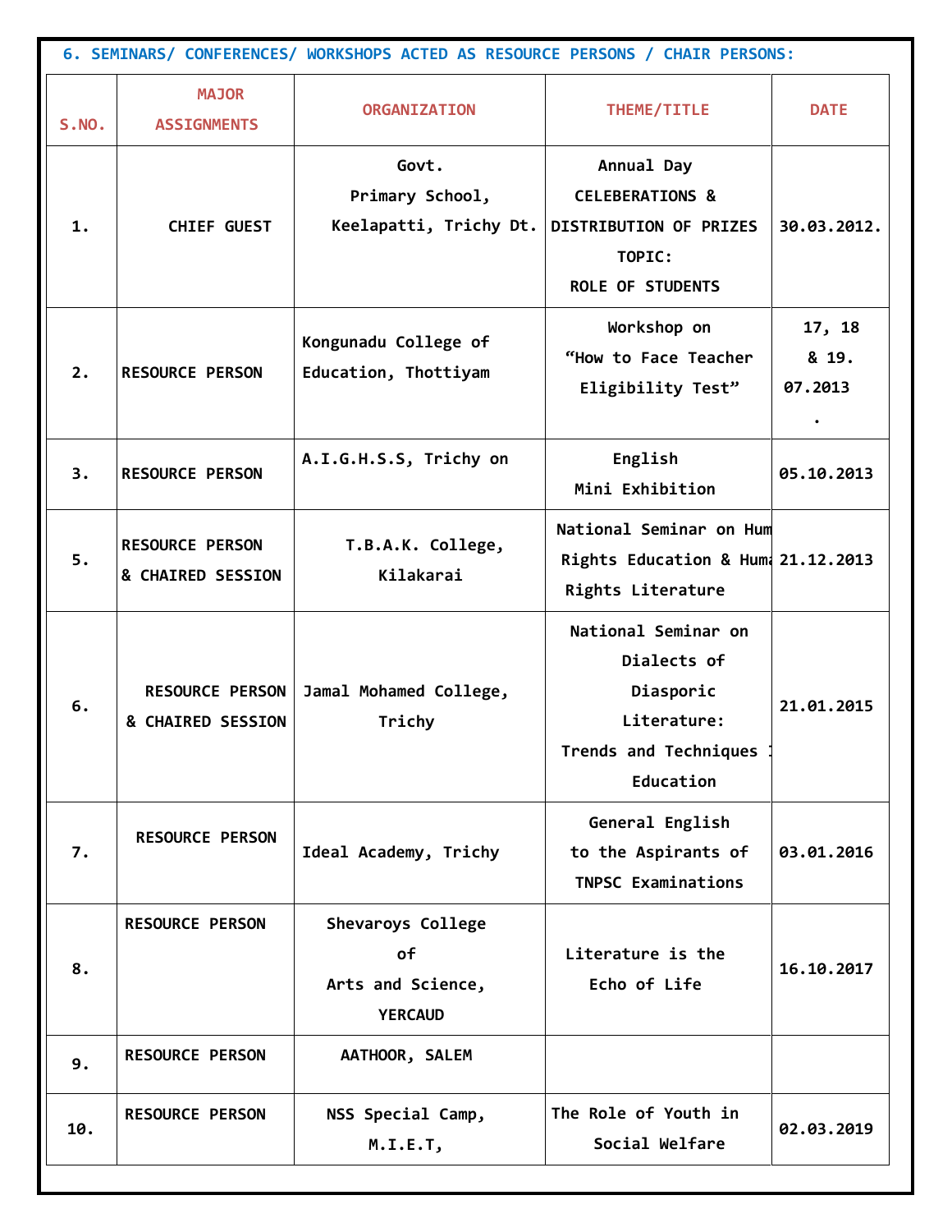### 6. SEMINARS/ CONFERENCES/ WORKSHOPS ACTED AS RESOURCE PERSONS / CHAIR PERSONS:

| S.NO. | MAJOR ASSIGNMENTS | ORGANIZATION | THEME/TITLE | DATE |
|---|---|---|---|---|
| 1. | CHIEF GUEST | Govt. Primary School, Keelapatti, Trichy Dt. | Annual Day CELEBERATIONS & DISTRIBUTION OF PRIZES TOPIC: ROLE OF STUDENTS | 30.03.2012. |
| 2. | RESOURCE PERSON | Kongunadu College of Education, Thottiyam | Workshop on "How to Face Teacher Eligibility Test" | 17, 18 & 19. 07.2013 . |
| 3. | RESOURCE PERSON | A.I.G.H.S.S, Trichy on | English Mini Exhibition | 05.10.2013 |
| 5. | RESOURCE PERSON & CHAIRED SESSION | T.B.A.K. College, Kilakarai | National Seminar on Hum Rights Education & Huma Rights Literature | 21.12.2013 |
| 6. | RESOURCE PERSON & CHAIRED SESSION | Jamal Mohamed College, Trichy | National Seminar on Dialects of Diasporic Literature: Trends and Techniques I Education | 21.01.2015 |
| 7. | RESOURCE PERSON | Ideal Academy, Trichy | General English to the Aspirants of TNPSC Examinations | 03.01.2016 |
| 8. | RESOURCE PERSON | Shevaroys College of Arts and Science, YERCAUD | Literature is the Echo of Life | 16.10.2017 |
| 9. | RESOURCE PERSON | AATHOOR, SALEM | | |
| 10. | RESOURCE PERSON | NSS Special Camp, M.I.E.T, | The Role of Youth in Social Welfare | 02.03.2019 |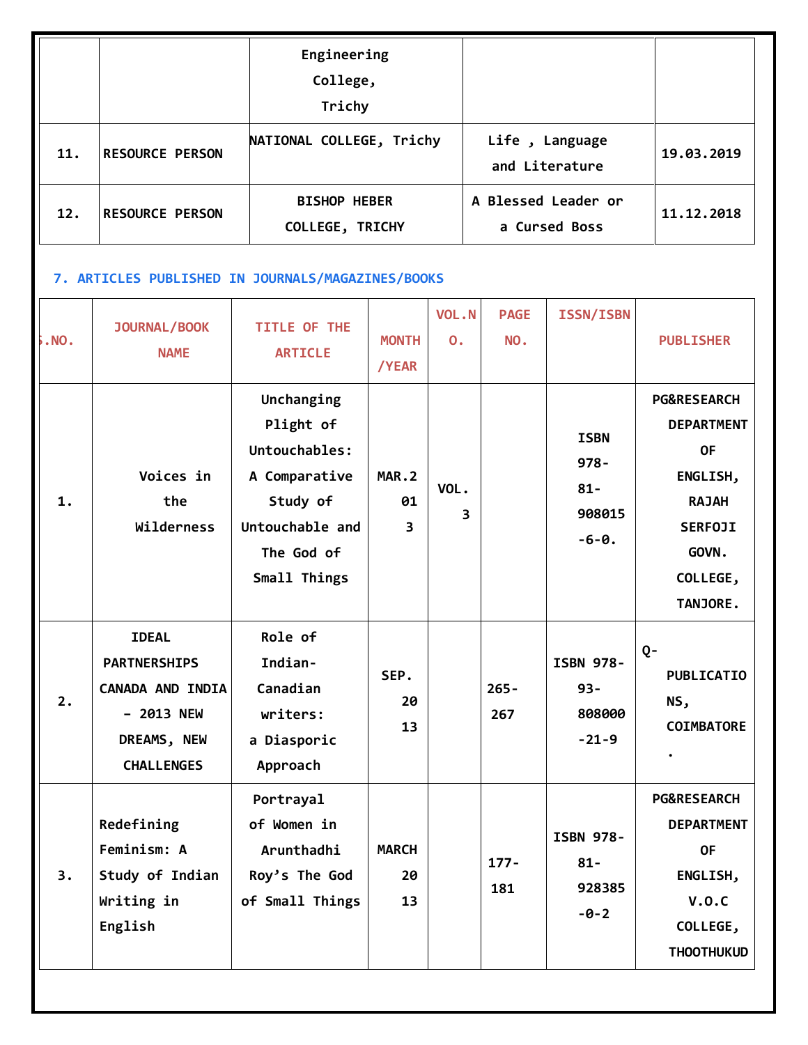| | | Engineering College, Trichy | | |
|---|---|---|---|---|
| 11. | RESOURCE PERSON | NATIONAL COLLEGE, Trichy | Life , Language and Literature | 19.03.2019 |
| 12. | RESOURCE PERSON | BISHOP HEBER COLLEGE, TRICHY | A Blessed Leader or a Cursed Boss | 11.12.2018 |

## 7. ARTICLES PUBLISHED IN JOURNALS/MAGAZINES/BOOKS

| S.NO. | JOURNAL/BOOK NAME | TITLE OF THE ARTICLE | MONTH /YEAR | VOL.NO. | PAGE NO. | ISSN/ISBN | PUBLISHER |
|---|---|---|---|---|---|---|---|
| 1. | Voices in the Wilderness | Unchanging Plight of Untouchables: A Comparative Study of Untouchable and The God of Small Things | MAR.2013 | VOL. 3 | | ISBN 978-81-908015-6-0. | PG&RESEARCH DEPARTMENT OF ENGLISH, RAJAH SERFOJI GOVN. COLLEGE, TANJORE. |
| 2. | IDEAL PARTNERSHIPS CANADA AND INDIA – 2013 NEW DREAMS, NEW CHALLENGES | Role of Indian-Canadian writers: a Diasporic Approach | SEP. 2013 | | 265-267 | ISBN 978-93-808000-21-9 | Q-PUBLICATIONS, COIMBATORE. |
| 3. | Redefining Feminism: A Study of Indian Writing in English | Portrayal of Women in Arunthadhi Roy's The God of Small Things | MARCH 2013 | | 177-181 | ISBN 978-81-928385-0-2 | PG&RESEARCH DEPARTMENT OF ENGLISH, V.O.C COLLEGE, THOOTHUKUD |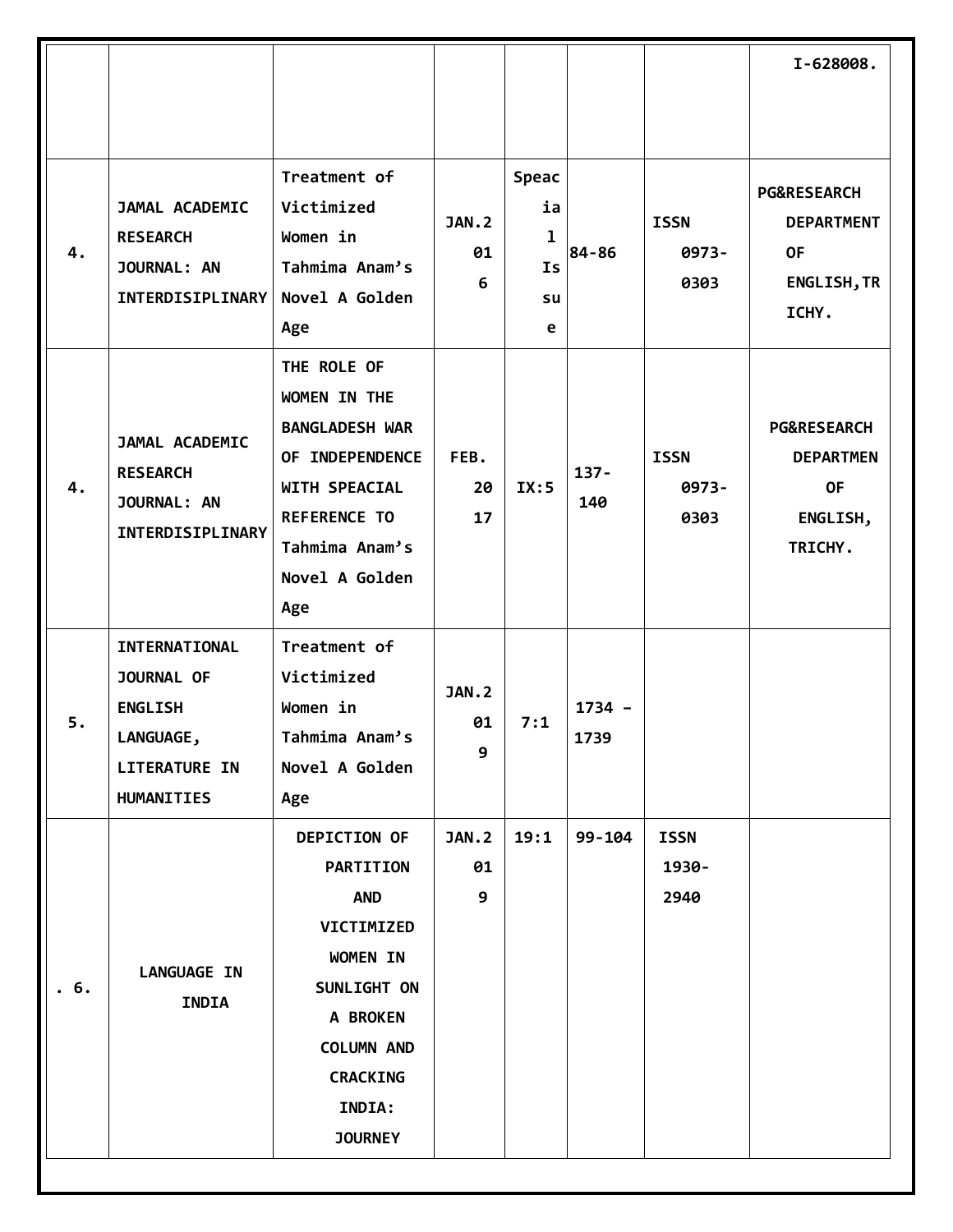| | | | | | | | |
|---|---|---|---|---|---|---|---|
| | | | | | | | I-628008. |
| 4. | JAMAL ACADEMIC RESEARCH JOURNAL: AN INTERDISIPLINARY | Treatment of Victimized Women in Tahmima Anam's Novel A Golden Age | JAN.2016 | Speacial Issue | 84-86 | ISSN 0973-0303 | PG&RESEARCH DEPARTMENT OF ENGLISH,TRICHY. |
| 4. | JAMAL ACADEMIC RESEARCH JOURNAL: AN INTERDISIPLINARY | THE ROLE OF WOMEN IN THE BANGLADESH WAR OF INDEPENDENCE WITH SPEACIAL REFERENCE TO Tahmima Anam's Novel A Golden Age | FEB. 2017 | IX:5 | 137-140 | ISSN 0973-0303 | PG&RESEARCH DEPARTMEN OF ENGLISH, TRICHY. |
| 5. | INTERNATIONAL JOURNAL OF ENGLISH LANGUAGE, LITERATURE IN HUMANITIES | Treatment of Victimized Women in Tahmima Anam's Novel A Golden Age | JAN.2019 | 7:1 | 1734 – 1739 | | |
| . 6. | LANGUAGE IN INDIA | DEPICTION OF PARTITION AND VICTIMIZED WOMEN IN SUNLIGHT ON A BROKEN COLUMN AND CRACKING INDIA: JOURNEY | JAN.2019 | 19:1 | 99-104 | ISSN 1930-2940 | |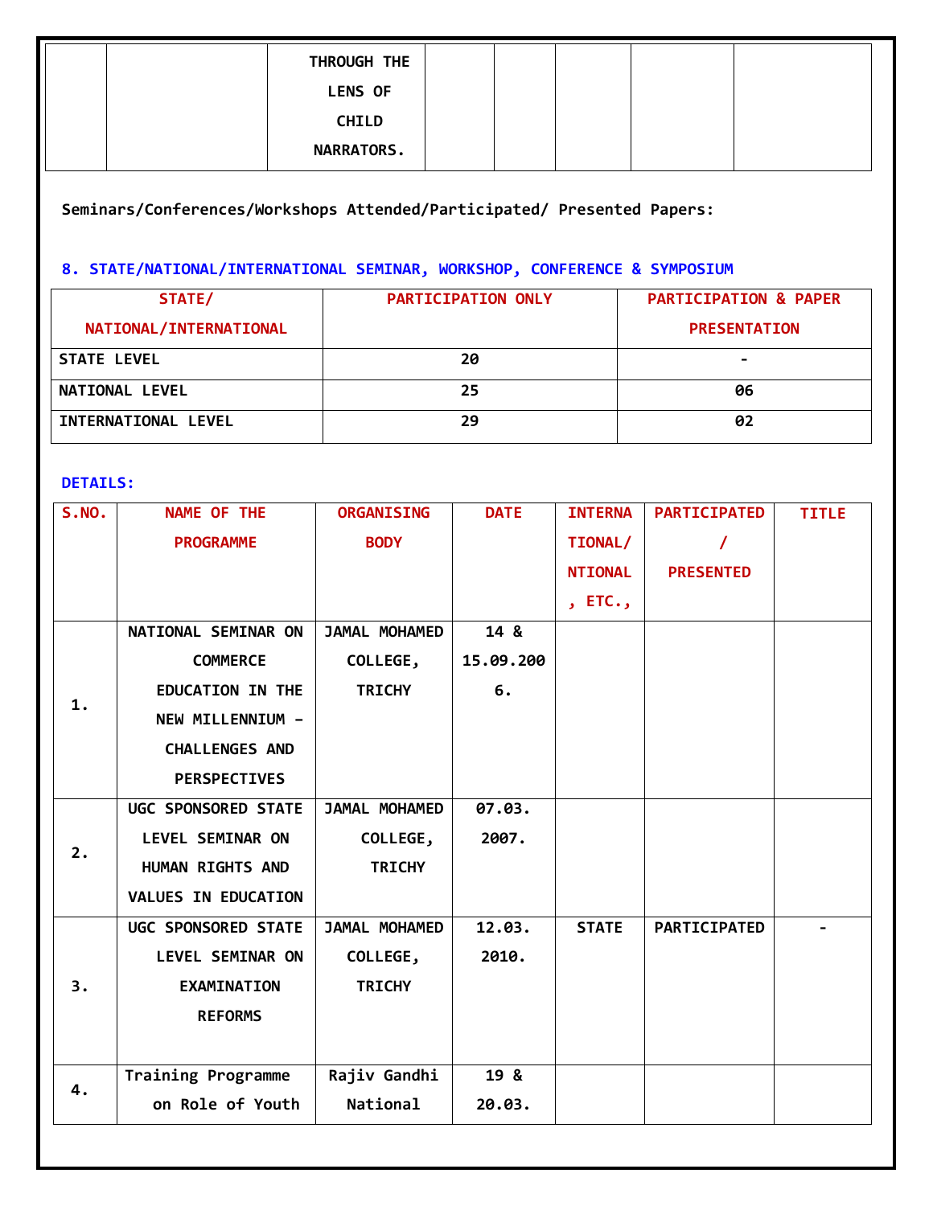| | | THROUGH THE LENS OF CHILD NARRATORS. | | | | | |
|---|---|---|---|---|---|---|---|

**Seminars/Conferences/Workshops Attended/Participated/ Presented Papers:**

## 8. STATE/NATIONAL/INTERNATIONAL SEMINAR, WORKSHOP, CONFERENCE & SYMPOSIUM

| STATE/ NATIONAL/INTERNATIONAL | PARTICIPATION ONLY | PARTICIPATION & PAPER PRESENTATION |
|---|---|---|
| STATE LEVEL | 20 | - |
| NATIONAL LEVEL | 25 | 06 |
| INTERNATIONAL LEVEL | 29 | 02 |

**DETAILS:**

| S.NO. | NAME OF THE PROGRAMME | ORGANISING BODY | DATE | INTERNATIONAL/ NTIONAL, ETC., | PARTICIPATED / PRESENTED | TITLE |
|---|---|---|---|---|---|---|
| 1. | NATIONAL SEMINAR ON COMMERCE EDUCATION IN THE NEW MILLENNIUM – CHALLENGES AND PERSPECTIVES | JAMAL MOHAMED COLLEGE, TRICHY | 14 & 15.09.2006. | | | |
| 2. | UGC SPONSORED STATE LEVEL SEMINAR ON HUMAN RIGHTS AND VALUES IN EDUCATION | JAMAL MOHAMED COLLEGE, TRICHY | 07.03. 2007. | | | |
| 3. | UGC SPONSORED STATE LEVEL SEMINAR ON EXAMINATION REFORMS | JAMAL MOHAMED COLLEGE, TRICHY | 12.03. 2010. | STATE | PARTICIPATED | - |
| 4. | Training Programme on Role of Youth | Rajiv Gandhi National | 19 & 20.03. | | | |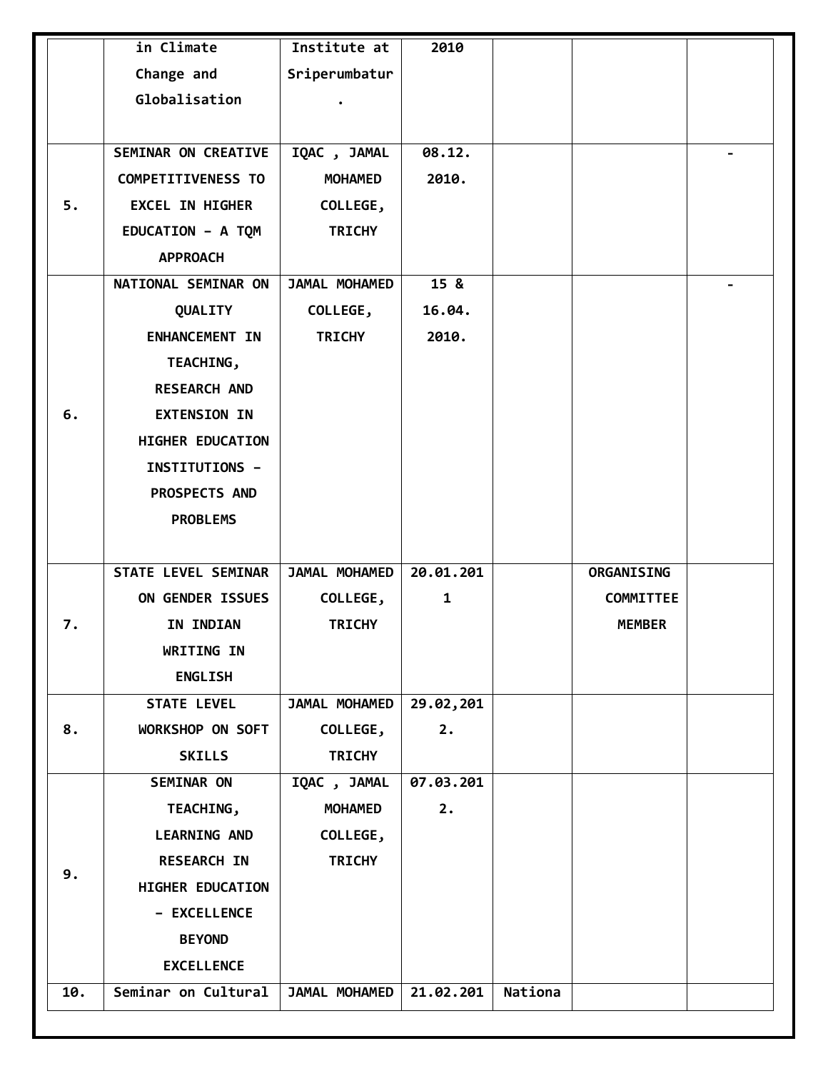|  |  |  |  |  |  |  |
|---|---|---|---|---|---|---|
|  | in Climate Change and Globalisation | Institute at Sriperumbatur. | 2010 |  |  |  |
| 5. | SEMINAR ON CREATIVE COMPETITIVENESS TO EXCEL IN HIGHER EDUCATION – A TQM APPROACH | IQAC , JAMAL MOHAMED COLLEGE, TRICHY | 08.12. 2010. |  |  | - |
| 6. | NATIONAL SEMINAR ON QUALITY ENHANCEMENT IN TEACHING, RESEARCH AND EXTENSION IN HIGHER EDUCATION INSTITUTIONS – PROSPECTS AND PROBLEMS | JAMAL MOHAMED COLLEGE, TRICHY | 15 & 16.04. 2010. |  |  | - |
| 7. | STATE LEVEL SEMINAR ON GENDER ISSUES IN INDIAN WRITING IN ENGLISH | JAMAL MOHAMED COLLEGE, TRICHY | 20.01.2011 |  | ORGANISING COMMITTEE MEMBER |  |
| 8. | STATE LEVEL WORKSHOP ON SOFT SKILLS | JAMAL MOHAMED COLLEGE, TRICHY | 29.02,2012. |  |  |  |
| 9. | SEMINAR ON TEACHING, LEARNING AND RESEARCH IN HIGHER EDUCATION – EXCELLENCE BEYOND EXCELLENCE | IQAC , JAMAL MOHAMED COLLEGE, TRICHY | 07.03.2012. |  |  |  |
| 10. | Seminar on Cultural | JAMAL MOHAMED | 21.02.201 | Nationa |  |  |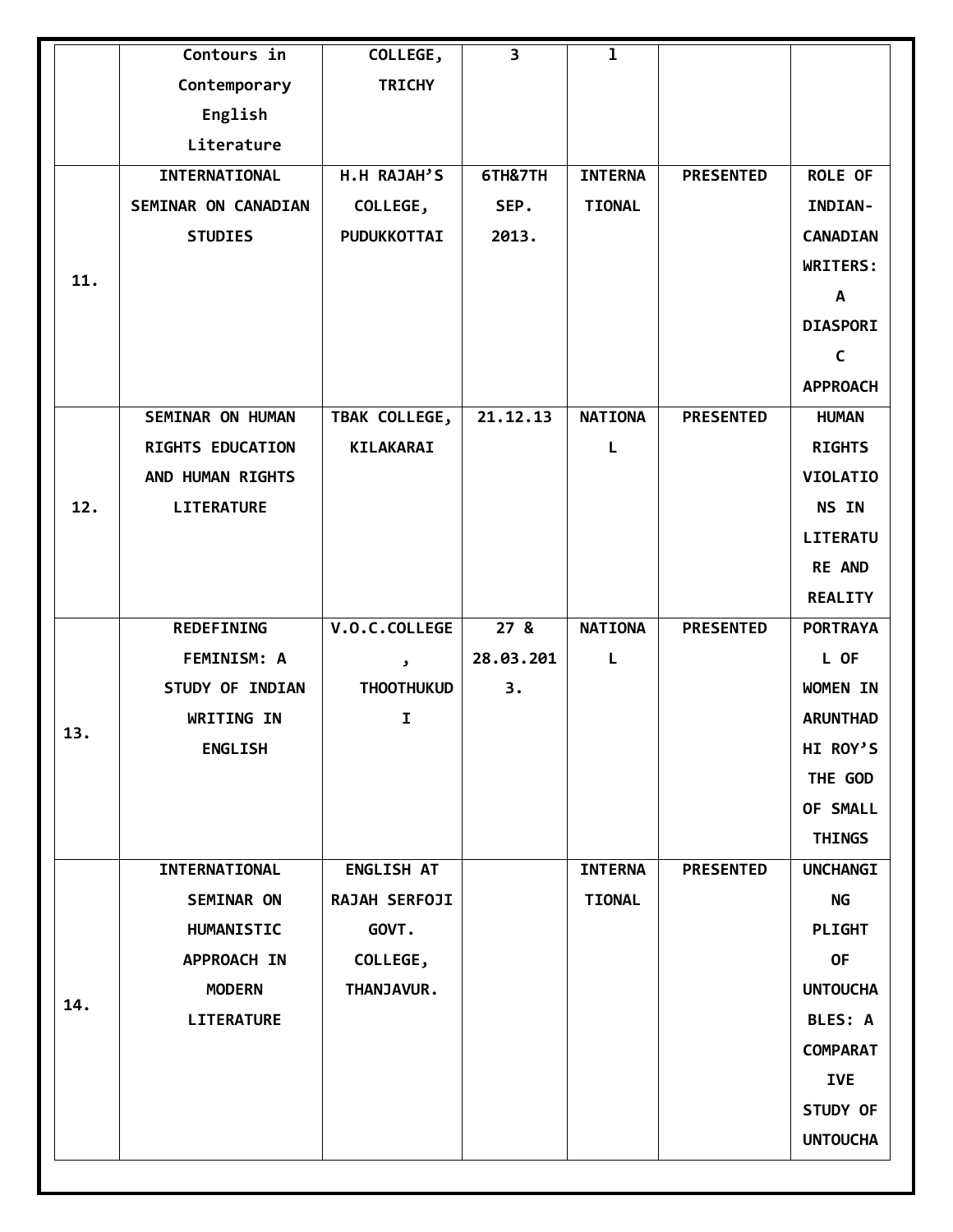|  | Contours in Contemporary English Literature | COLLEGE, TRICHY | 3 | 1 |  |  |
|---|---|---|---|---|---|---|
| 11. | INTERNATIONAL SEMINAR ON CANADIAN STUDIES | H.H RAJAH'S COLLEGE, PUDUKKOTTAI | 6TH&7TH SEP. 2013. | INTERNATIONAL | PRESENTED | ROLE OF INDIAN-CANADIAN WRITERS: A DIASPORIC APPROACH |
| 12. | SEMINAR ON HUMAN RIGHTS EDUCATION AND HUMAN RIGHTS LITERATURE | TBAK COLLEGE, KILAKARAI | 21.12.13 | NATIONAL | PRESENTED | HUMAN RIGHTS VIOLATIONS IN LITERATURE AND REALITY |
| 13. | REDEFINING FEMINISM: A STUDY OF INDIAN WRITING IN ENGLISH | V.O.C.COLLEGE, THOOTHUKUDI | 27 & 28.03.2013. | NATIONAL | PRESENTED | PORTRAYAL OF WOMEN IN ARUNTHADHI ROY'S THE GOD OF SMALL THINGS |
| 14. | INTERNATIONAL SEMINAR ON HUMANISTIC APPROACH IN MODERN LITERATURE | ENGLISH AT RAJAH SERFOJI GOVT. COLLEGE, THANJAVUR. |  | INTERNATIONAL | PRESENTED | UNCHANGING PLIGHT OF UNTOUCHABLES: A COMPARATIVE STUDY OF UNTOUCHA |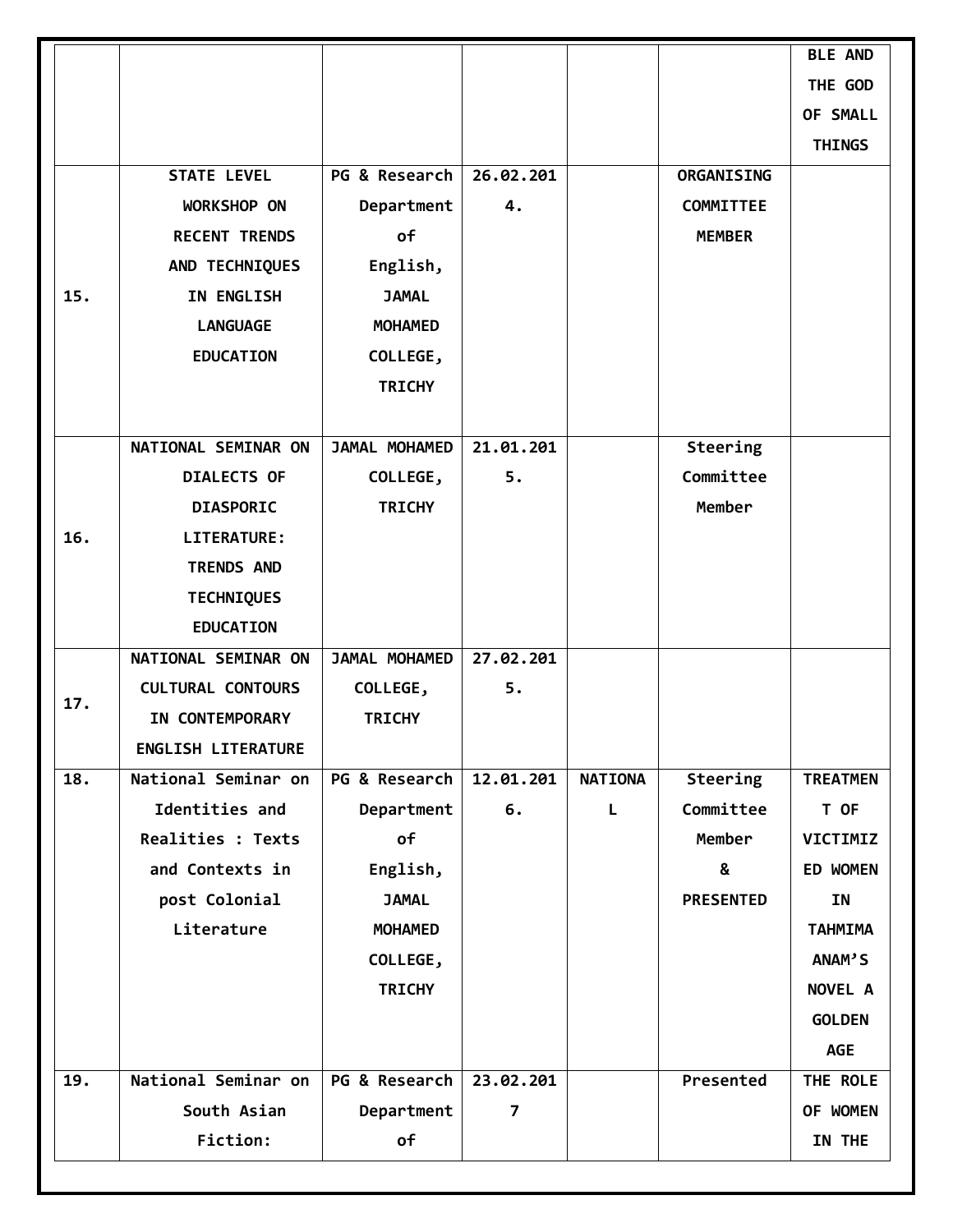| | | | | | | |
|---|---|---|---|---|---|---|
| | | | | | | BLE AND THE GOD OF SMALL THINGS |
| 15. | STATE LEVEL WORKSHOP ON RECENT TRENDS AND TECHNIQUES IN ENGLISH LANGUAGE EDUCATION | PG & Research Department of English, JAMAL MOHAMED COLLEGE, TRICHY | 26.02.2014. | | ORGANISING COMMITTEE MEMBER | |
| 16. | NATIONAL SEMINAR ON DIALECTS OF DIASPORIC LITERATURE: TRENDS AND TECHNIQUES EDUCATION | JAMAL MOHAMED COLLEGE, TRICHY | 21.01.2015. | | Steering Committee Member | |
| 17. | NATIONAL SEMINAR ON CULTURAL CONTOURS IN CONTEMPORARY ENGLISH LITERATURE | JAMAL MOHAMED COLLEGE, TRICHY | 27.02.2015. | | | |
| 18. | National Seminar on Identities and Realities : Texts and Contexts in post Colonial Literature | PG & Research Department of English, JAMAL MOHAMED COLLEGE, TRICHY | 12.01.2016. | NATIONAL | Steering Committee Member & PRESENTED | TREATMENT OF VICTIMIZED WOMEN IN TAHMIMA ANAM'S NOVEL A GOLDEN AGE |
| 19. | National Seminar on South Asian Fiction: | PG & Research Department of | 23.02.2017 | | Presented | THE ROLE OF WOMEN IN THE |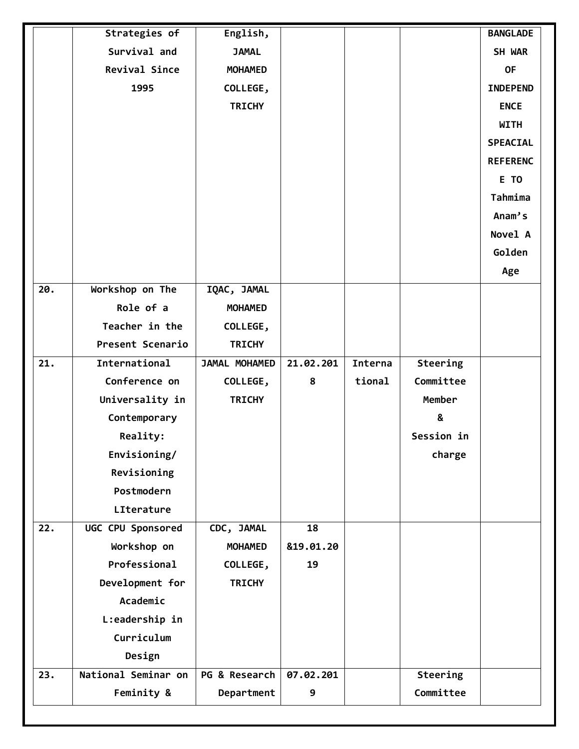| | | | | | | |
|---|---|---|---|---|---|---|
| | Strategies of Survival and Revival Since 1995 | English, JAMAL MOHAMED COLLEGE, TRICHY | | | | BANGLADESH WAR OF INDEPENDENCE WITH SPEACIAL REFERENCE TO Tahmima Anam's Novel A Golden Age |
| 20. | Workshop on The Role of a Teacher in the Present Scenario | IQAC, JAMAL MOHAMED COLLEGE, TRICHY | | | | |
| 21. | International Conference on Universality in Contemporary Reality: Envisioning/ Revisioning Postmodern LIterature | JAMAL MOHAMED COLLEGE, TRICHY | 21.02.2018 | International | Steering Committee Member & Session in charge | |
| 22. | UGC CPU Sponsored Workshop on Professional Development for Academic L:eadership in Curriculum Design | CDC, JAMAL MOHAMED COLLEGE, TRICHY | 18 &19.01.2019 | | | |
| 23. | National Seminar on Feminity & | PG & Research Department | 07.02.2019 | | Steering Committee | |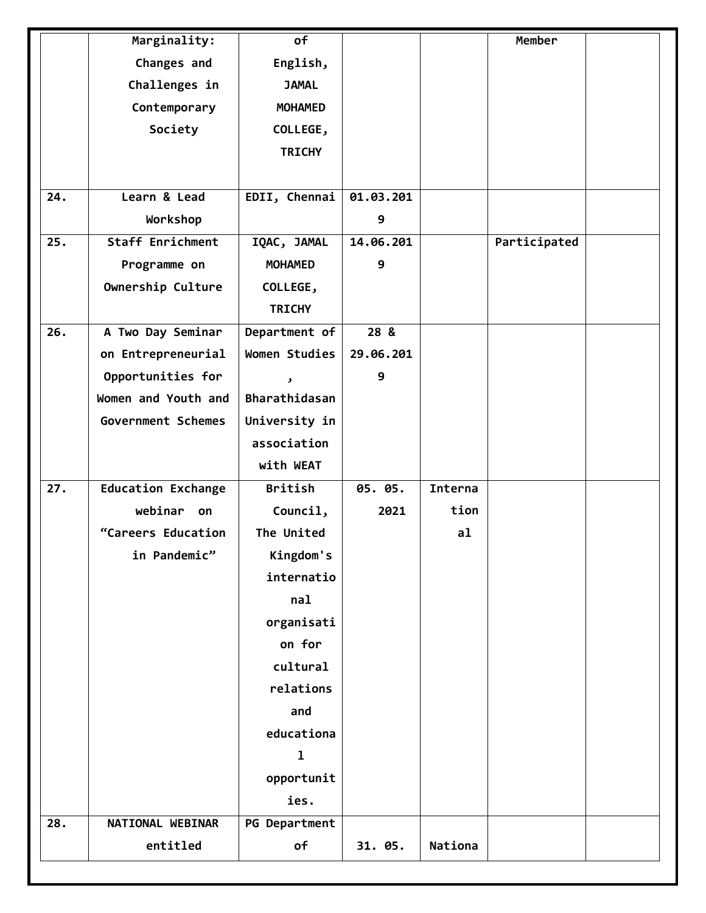| | | | | | | |
|---|---|---|---|---|---|---|
| | Marginality: Changes and Challenges in Contemporary Society | of English, JAMAL MOHAMED COLLEGE, TRICHY | | | Member | |
| 24. | Learn & Lead Workshop | EDII, Chennai | 01.03.2019 | | | |
| 25. | Staff Enrichment Programme on Ownership Culture | IQAC, JAMAL MOHAMED COLLEGE, TRICHY | 14.06.2019 | | Participated | |
| 26. | A Two Day Seminar on Entrepreneurial Opportunities for Women and Youth and Government Schemes | Department of Women Studies, Bharathidasan University in association with WEAT | 28 & 29.06.2019 | | | |
| 27. | Education Exchange webinar on "Careers Education in Pandemic" | British Council, The United Kingdom's international organisation for cultural relations and educational opportunities. | 05. 05. 2021 | International | | |
| 28. | NATIONAL WEBINAR entitled | PG Department of | 31. 05. | Nationa | | |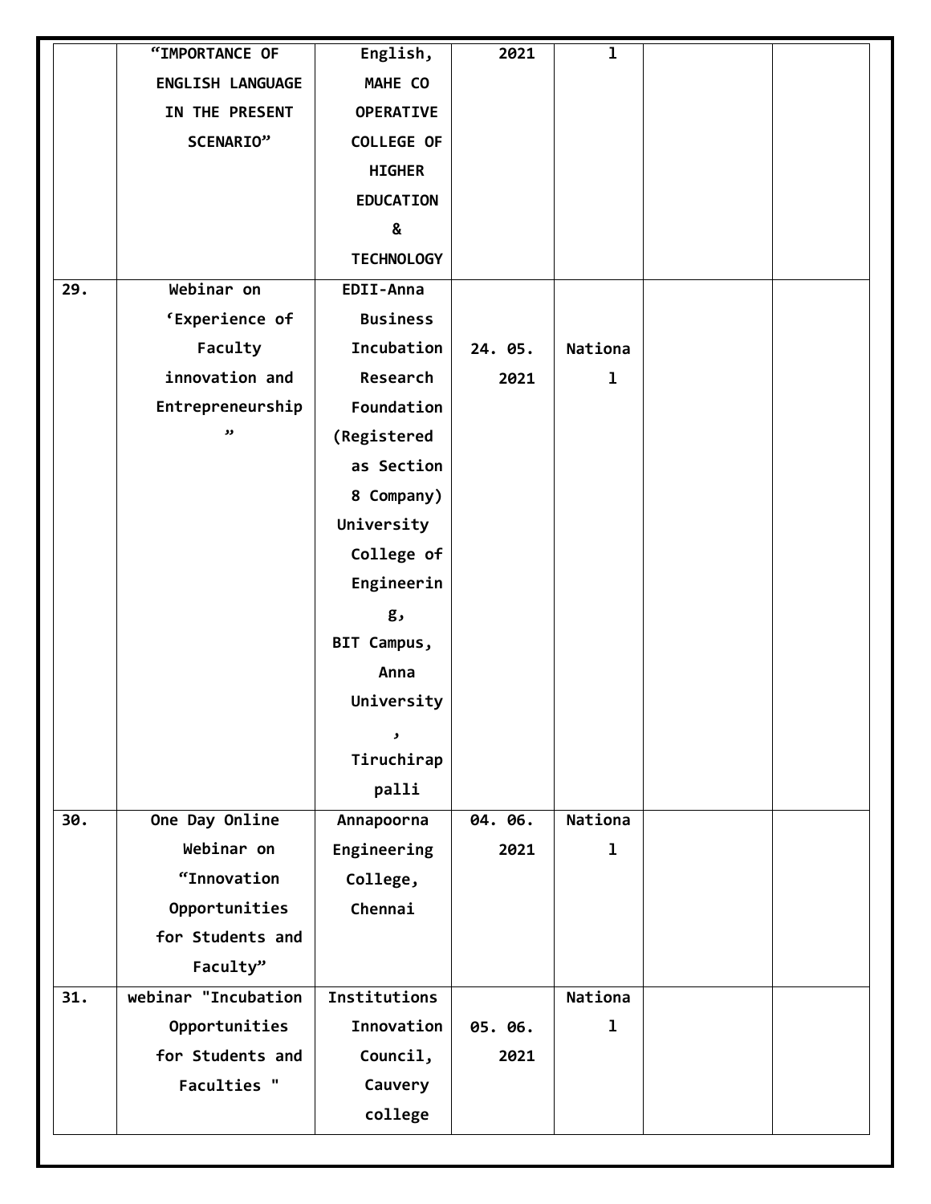| | “IMPORTANCE OF ENGLISH LANGUAGE IN THE PRESENT SCENARIO” | English, MAHE CO OPERATIVE COLLEGE OF HIGHER EDUCATION & TECHNOLOGY | 2021 | l | | |
|---|---|---|---|---|---|---|
| 29. | Webinar on ‘Experience of Faculty innovation and Entrepreneurship” | EDII-Anna Business Incubation Research Foundation (Registered as Section 8 Company) University College of Engineering, BIT Campus, Anna University, Tiruchirappalli | 24. 05. 2021 | National | | |
| 30. | One Day Online Webinar on “Innovation Opportunities for Students and Faculty” | Annapoorna Engineering College, Chennai | 04. 06. 2021 | National | | |
| 31. | webinar "Incubation Opportunities for Students and Faculties " | Institutions Innovation Council, Cauvery college | 05. 06. 2021 | National | | |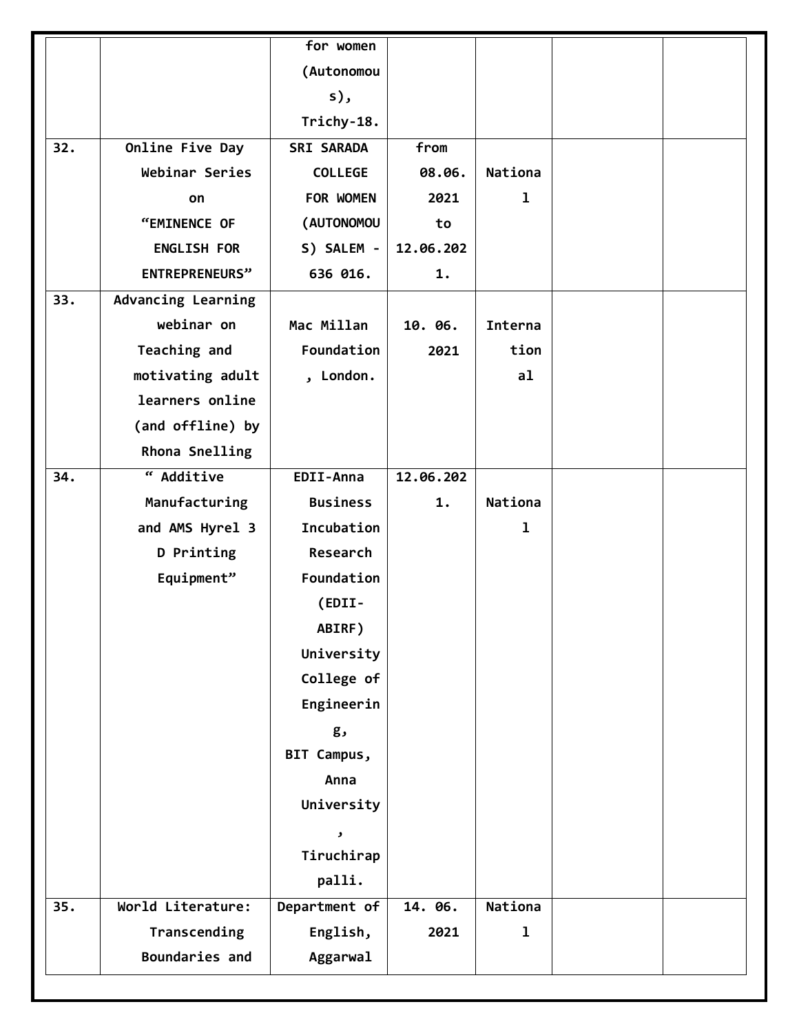|  |  |  |  |  |  |  |
|---|---|---|---|---|---|---|
|  |  | for women (Autonomous), Trichy-18. |  |  |  |  |
| 32. | Online Five Day Webinar Series on "EMINENCE OF ENGLISH FOR ENTREPRENEURS" | SRI SARADA COLLEGE FOR WOMEN (AUTONOMOUS) SALEM - 636 016. | from 08.06. 2021 to 12.06.2021. | National |  |  |
| 33. | Advancing Learning webinar on Teaching and motivating adult learners online (and offline) by Rhona Snelling | Mac Millan Foundation, London. | 10. 06. 2021 | International |  |  |
| 34. | " Additive Manufacturing and AMS Hyrel 3 D Printing Equipment" | EDII-Anna Business Incubation Research Foundation (EDII-ABIRF) University College of Engineering, BIT Campus, Anna University, Tiruchirappalli. | 12.06.2021. | National |  |  |
| 35. | World Literature: Transcending Boundaries and | Department of English, Aggarwal | 14. 06. 2021 | National |  |  |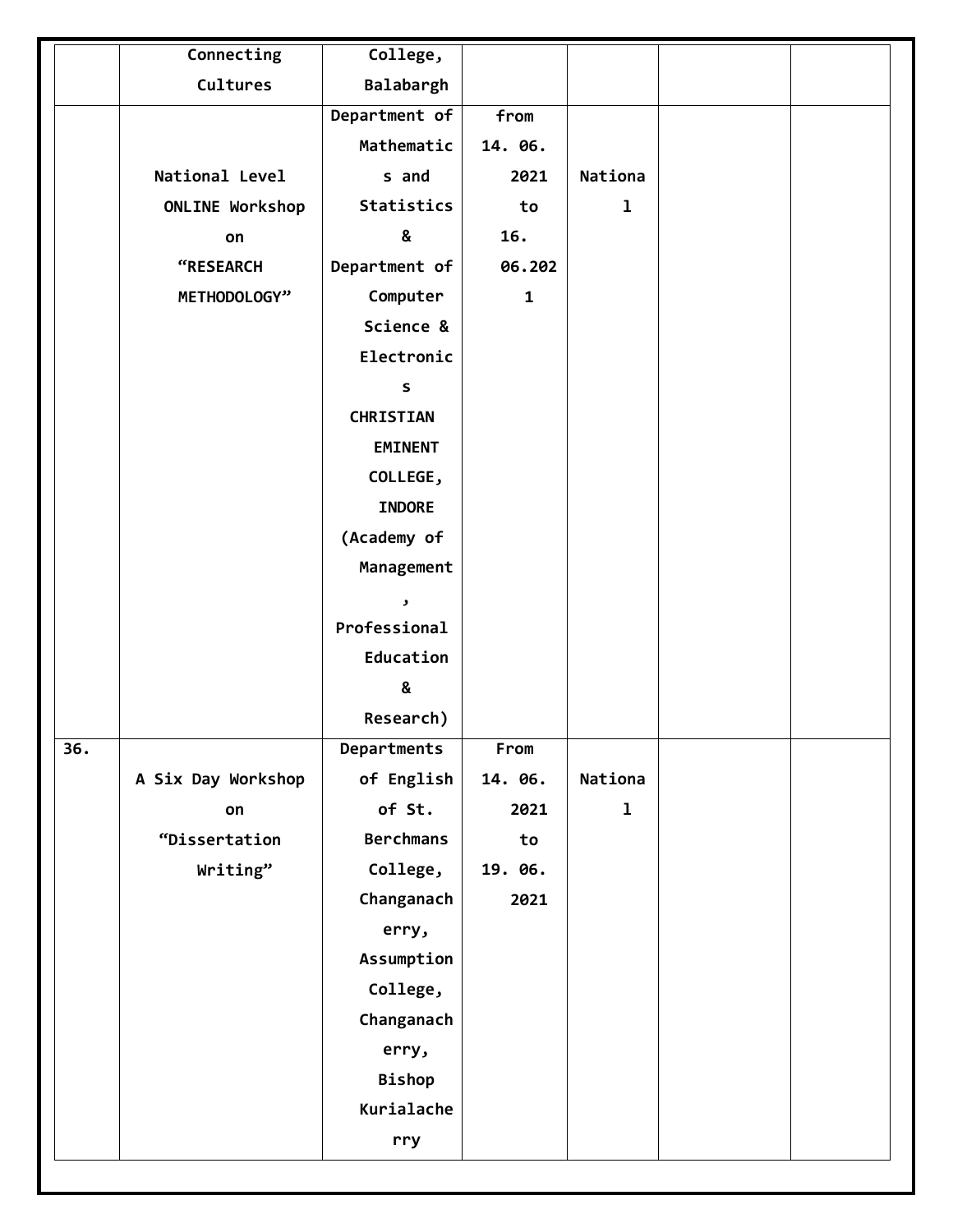| | | | | | | |
|---|---|---|---|---|---|---|
| | Connecting Cultures | College, Balabargh | | | | |
| | National Level ONLINE Workshop on "RESEARCH METHODOLOGY" | Department of Mathematics and Statistics & Department of Computer Science & Electronics CHRISTIAN EMINENT COLLEGE, INDORE (Academy of Management, Professional Education & Research) | from 14. 06. 2021 to 16. 06.2021 | National | | |
| 36. | A Six Day Workshop on "Dissertation Writing" | Departments of English of St. Berchmans College, Changanacherry, Assumption College, Changanacherry, Bishop Kurialacherry | From 14. 06. 2021 to 19. 06. 2021 | National | | |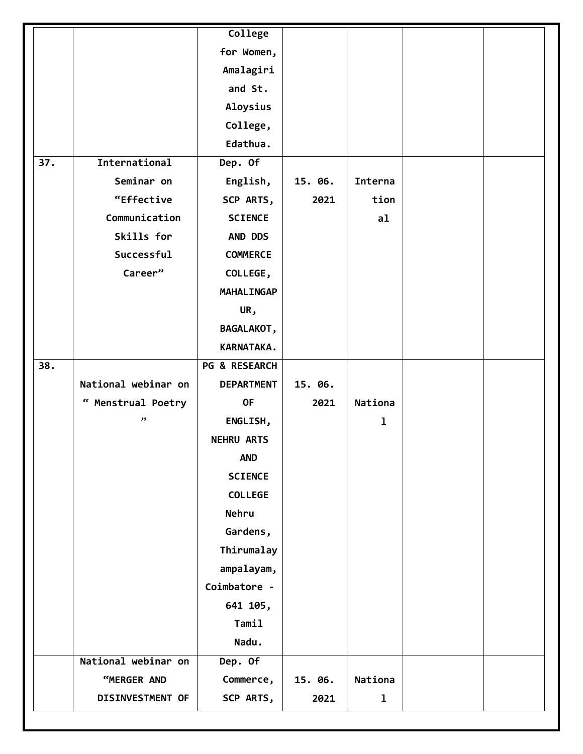| | | | | | | |
|---|---|---|---|---|---|---|
| | | College for Women, Amalagiri and St. Aloysius College, Edathua. | | | | |
| 37. | International Seminar on “Effective Communication Skills for Successful Career” | Dep. Of English, SCP ARTS, SCIENCE AND DDS COMMERCE COLLEGE, MAHALINGAPUR, BAGALAKOT, KARNATAKA. | 15. 06. 2021 | International | | |
| 38. | National webinar on “ Menstrual Poetry ” | PG & RESEARCH DEPARTMENT OF ENGLISH, NEHRU ARTS AND SCIENCE COLLEGE Nehru Gardens, Thirumalayampalayam, Coimbatore - 641 105, Tamil Nadu. | 15. 06. 2021 | National | | |
| | National webinar on “MERGER AND DISINVESTMENT OF | Dep. Of Commerce, SCP ARTS, | 15. 06. 2021 | National | | |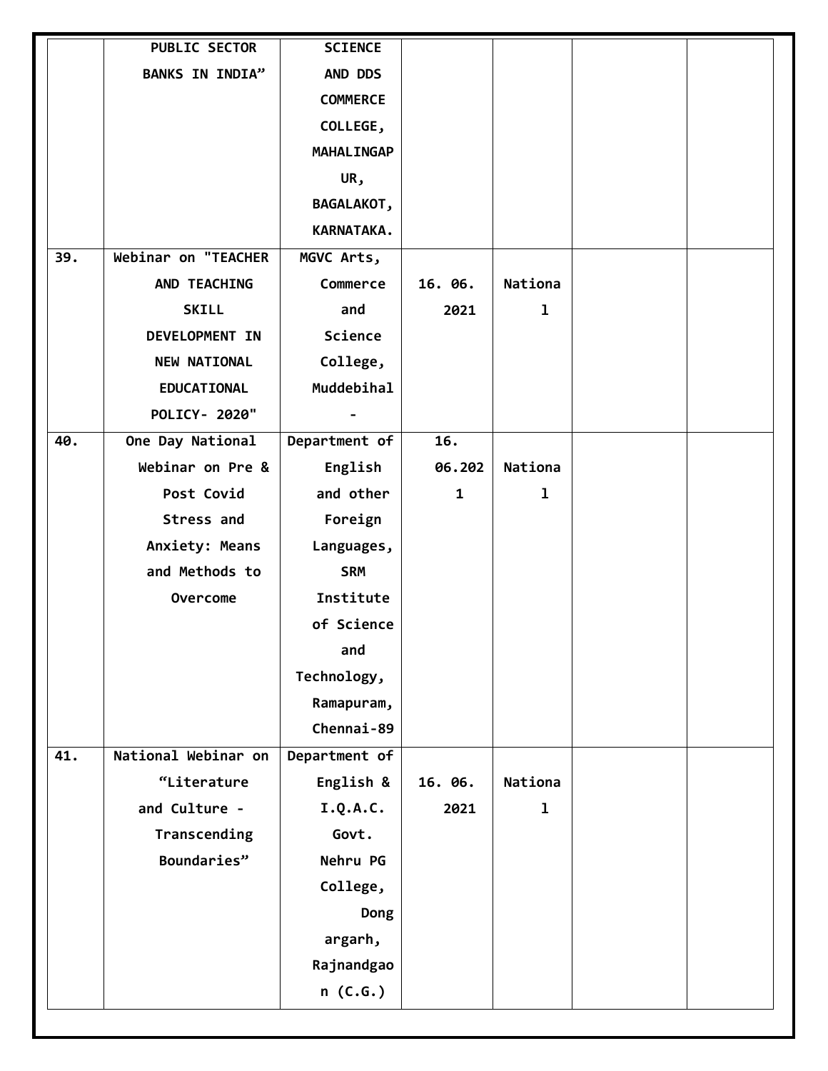| | | | | | | |
|---|---|---|---|---|---|---|
| | PUBLIC SECTOR BANKS IN INDIA” | SCIENCE AND DDS COMMERCE COLLEGE, MAHALINGAPUR, BAGALAKOT, KARNATAKA. | | | | |
| 39. | Webinar on "TEACHER AND TEACHING SKILL DEVELOPMENT IN NEW NATIONAL EDUCATIONAL POLICY- 2020" | MGVC Arts, Commerce and Science College, Muddebihal - | 16. 06. 2021 | National | | |
| 40. | One Day National Webinar on Pre & Post Covid Stress and Anxiety: Means and Methods to Overcome | Department of English and other Foreign Languages, SRM Institute of Science and Technology, Ramapuram, Chennai-89 | 16. 06.2021 | National | | |
| 41. | National Webinar on “Literature and Culture - Transcending Boundaries” | Department of English & I.Q.A.C. Govt. Nehru PG College, Dongargarh, Rajnandgaon (C.G.) | 16. 06. 2021 | National | | |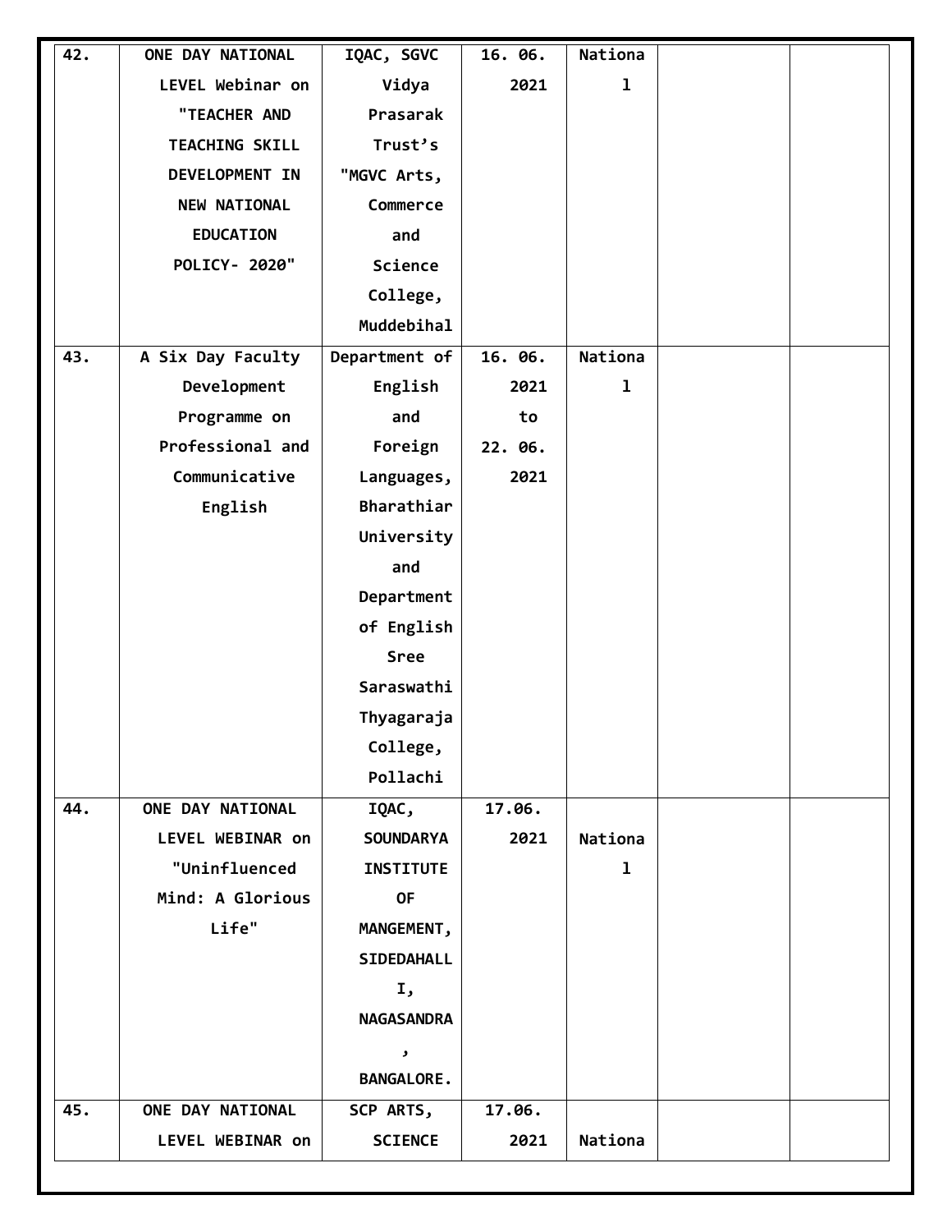| 42. | ONE DAY NATIONAL LEVEL Webinar on "TEACHER AND TEACHING SKILL DEVELOPMENT IN NEW NATIONAL EDUCATION POLICY- 2020" | IQAC, SGVC Vidya Prasarak Trust's "MGVC Arts, Commerce and Science College, Muddebihal | 16. 06. 2021 | National | | |
|---|---|---|---|---|---|---|
| 43. | A Six Day Faculty Development Programme on Professional and Communicative English | Department of English and Foreign Languages, Bharathiar University and Department of English Sree Saraswathi Thyagaraja College, Pollachi | 16. 06. 2021 to 22. 06. 2021 | National | | |
| 44. | ONE DAY NATIONAL LEVEL WEBINAR on "Uninfluenced Mind: A Glorious Life" | IQAC, SOUNDARYA INSTITUTE OF MANGEMENT, SIDEDAHALLI, NAGASANDRA, BANGALORE. | 17.06. 2021 | National | | |
| 45. | ONE DAY NATIONAL LEVEL WEBINAR on | SCP ARTS, SCIENCE | 17.06. 2021 | Nationa | | |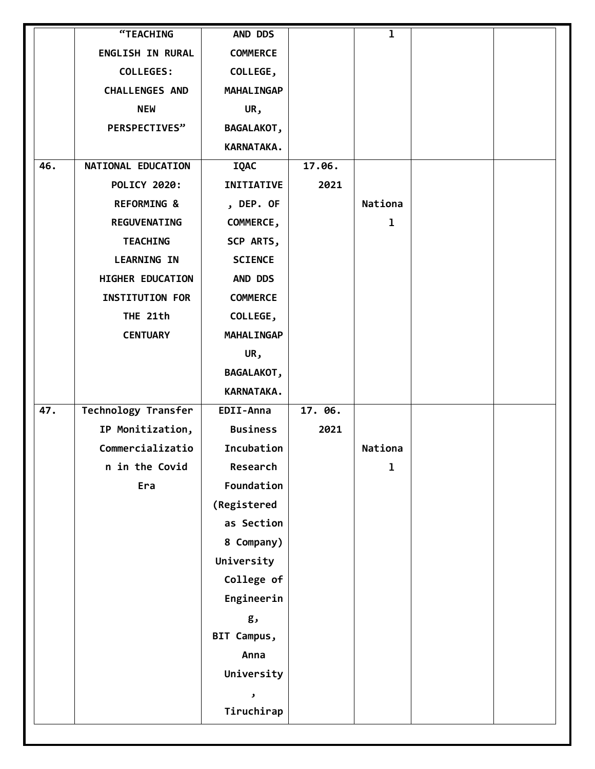|  |  |  |  |  |  |  |
|---|---|---|---|---|---|---|
|  | "TEACHING ENGLISH IN RURAL COLLEGES: CHALLENGES AND NEW PERSPECTIVES" | AND DDS COMMERCE COLLEGE, MAHALINGAPUR, BAGALAKOT, KARNATAKA. |  | l |  |  |
| 46. | NATIONAL EDUCATION POLICY 2020: REFORMING & REGUVENATING TEACHING LEARNING IN HIGHER EDUCATION INSTITUTION FOR THE 21th CENTUARY | IQAC INITIATIVE, DEP. OF COMMERCE, SCP ARTS, SCIENCE AND DDS COMMERCE COLLEGE, MAHALINGAPUR, BAGALAKOT, KARNATAKA. | 17.06. 2021 | National |  |  |
| 47. | Technology Transfer IP Monitization, Commercialization in the Covid Era | EDII-Anna Business Incubation Research Foundation (Registered as Section 8 Company) University College of Engineering, BIT Campus, Anna University, Tiruchirap | 17. 06. 2021 | National |  |  |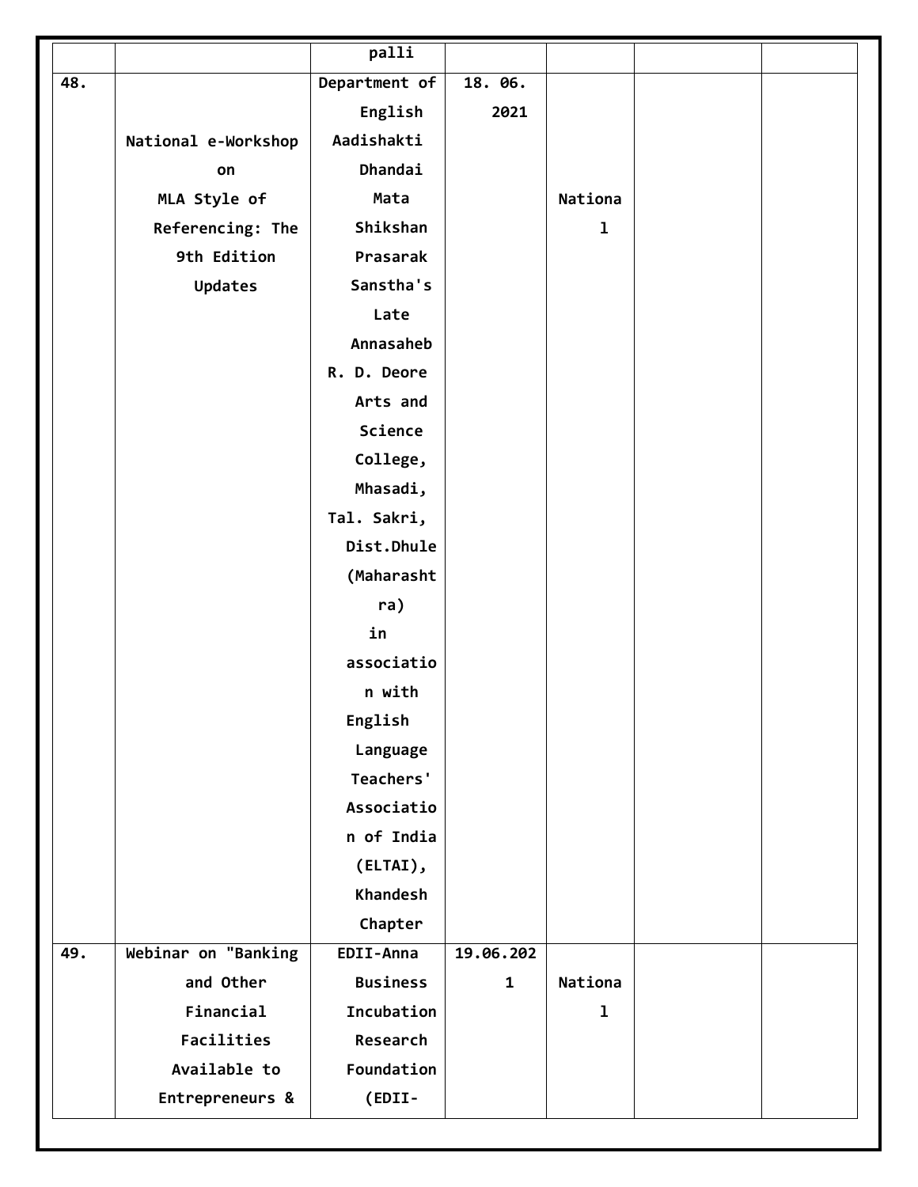| | | | | | | |
|---|---|---|---|---|---|---|
| | | palli | | | | |
| 48. | National e-Workshop on MLA Style of Referencing: The 9th Edition Updates | Department of English Aadishakti Dhandai Mata Shikshan Prasarak Sanstha's Late Annasaheb R. D. Deore Arts and Science College, Mhasadi, Tal. Sakri, Dist.Dhule (Maharashtra) in association with English Language Teachers' Association of India (ELTAI), Khandesh Chapter | 18. 06. 2021 | National | | |
| 49. | Webinar on "Banking and Other Financial Facilities Available to Entrepreneurs & | EDII-Anna Business Incubation Research Foundation (EDII- | 19.06.2021 | National | | |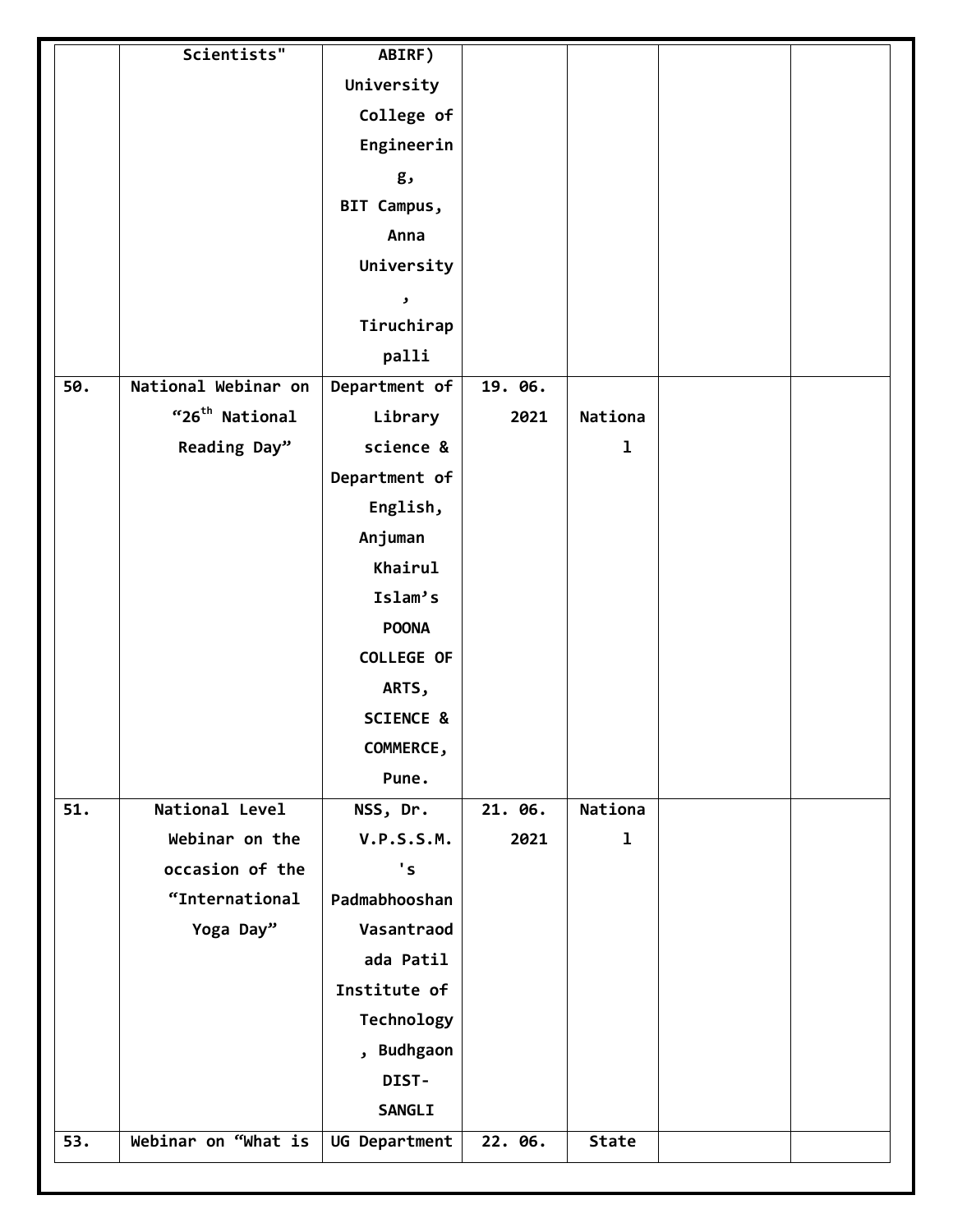| | | | | | | |
|---|---|---|---|---|---|---|
| | Scientists" | ABIRF) University College of Engineering, BIT Campus, Anna University, Tiruchirappalli | | | | |
| 50. | National Webinar on “26th National Reading Day” | Department of Library science & Department of English, Anjuman Khairul Islam’s POONA COLLEGE OF ARTS, SCIENCE & COMMERCE, Pune. | 19. 06. 2021 | National | | |
| 51. | National Level Webinar on the occasion of the “International Yoga Day” | NSS, Dr. V.P.S.S.M.'s Padmabhooshan Vasantraodada Patil Institute of Technology, Budhgaon DIST-SANGLI | 21. 06. 2021 | National | | |
| 53. | Webinar on “What is | UG Department | 22. 06. | State | | |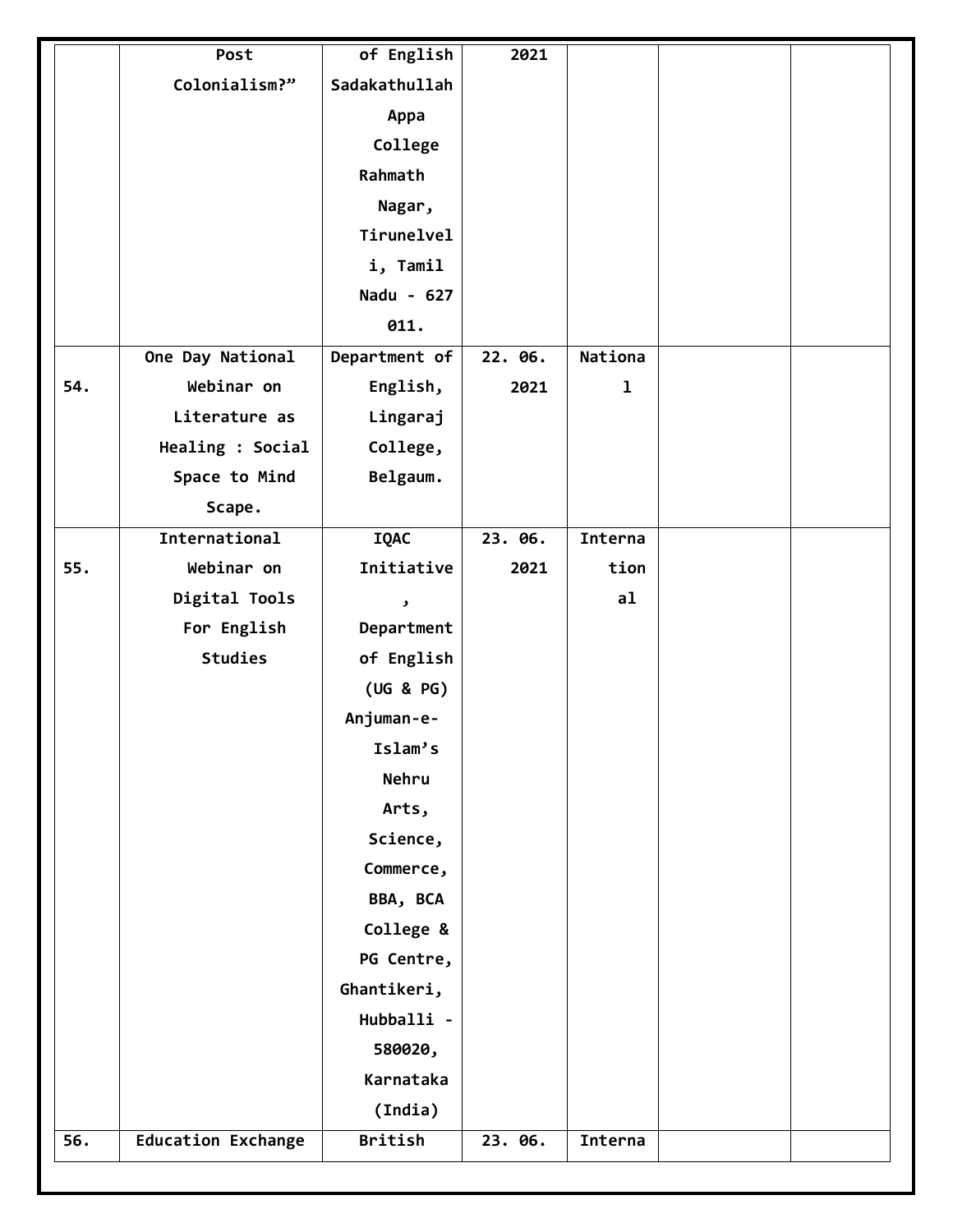| | | | | | | |
|---|---|---|---|---|---|---|
| | Post Colonialism?" | of English Sadakathullah Appa College Rahmath Nagar, Tirunelveli, Tamil Nadu - 627 011. | 2021 | | | |
| 54. | One Day National Webinar on Literature as Healing : Social Space to Mind Scape. | Department of English, Lingaraj College, Belgaum. | 22. 06. 2021 | National | | |
| 55. | International Webinar on Digital Tools For English Studies | IQAC Initiative, Department of English (UG & PG) Anjuman-e-Islam's Nehru Arts, Science, Commerce, BBA, BCA College & PG Centre, Ghantikeri, Hubballi - 580020, Karnataka (India) | 23. 06. 2021 | International | | |
| 56. | Education Exchange | British | 23. 06. | Interna | | |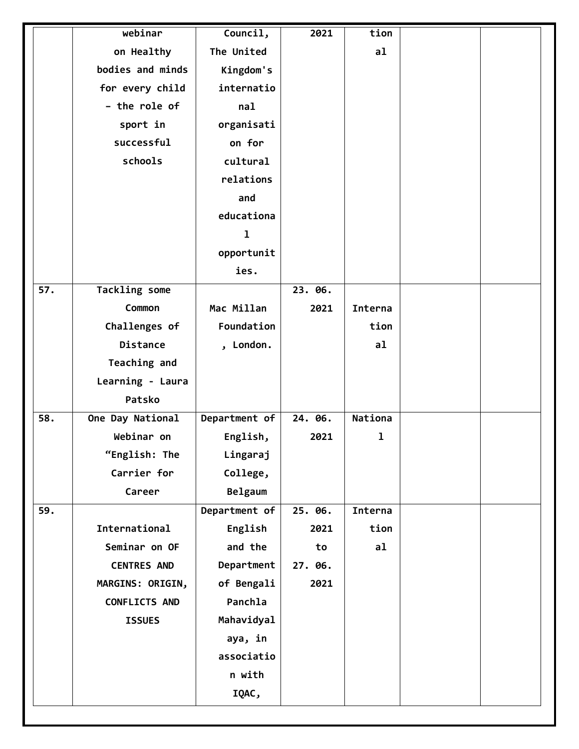|  |  |  |  |  |  |  |
|---|---|---|---|---|---|---|
|  | webinar on Healthy bodies and minds for every child – the role of sport in successful schools | Council, The United Kingdom's international organisation for cultural relations and educational opportunities. | 2021 | tional |  |  |
| 57. | Tackling some Common Challenges of Distance Teaching and Learning - Laura Patsko | Mac Millan Foundation, London. | 23. 06. 2021 | International |  |  |
| 58. | One Day National Webinar on “English: The Carrier for Career | Department of English, Lingaraj College, Belgaum | 24. 06. 2021 | National |  |  |
| 59. | International Seminar on OF CENTRES AND MARGINS: ORIGIN, CONFLICTS AND ISSUES | Department of English and the Department of Bengali Panchla Mahavidyalaya, in association with IQAC, | 25. 06. 2021 to 27. 06. 2021 | International |  |  |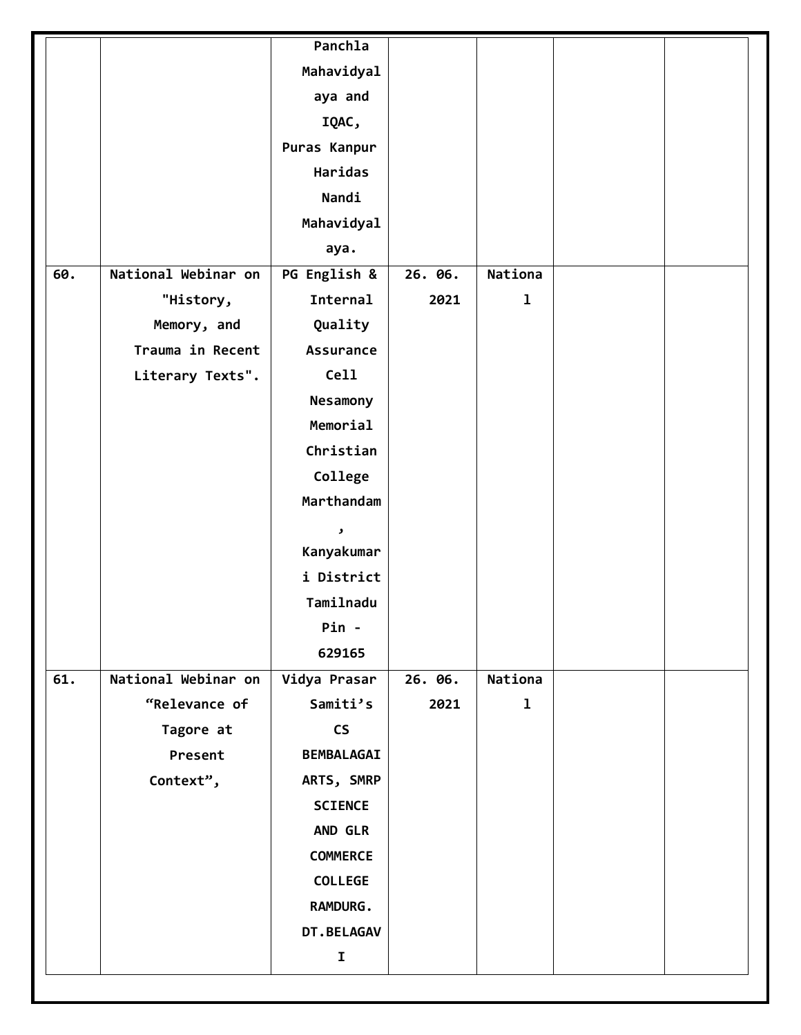| | | | | | | |
|---|---|---|---|---|---|---|
| | | Panchla Mahavidyalaya and IQAC, Puras Kanpur Haridas Nandi Mahavidyalaya. | | | | |
| 60. | National Webinar on "History, Memory, and Trauma in Recent Literary Texts". | PG English & Internal Quality Assurance Cell Nesamony Memorial Christian College Marthandam, Kanyakumari District Tamilnadu Pin - 629165 | 26. 06. 2021 | National | | |
| 61. | National Webinar on “Relevance of Tagore at Present Context”, | Vidya Prasar Samiti’s CS BEMBALAGAI ARTS, SMRP SCIENCE AND GLR COMMERCE COLLEGE RAMDURG. DT.BELAGAVI | 26. 06. 2021 | National | | |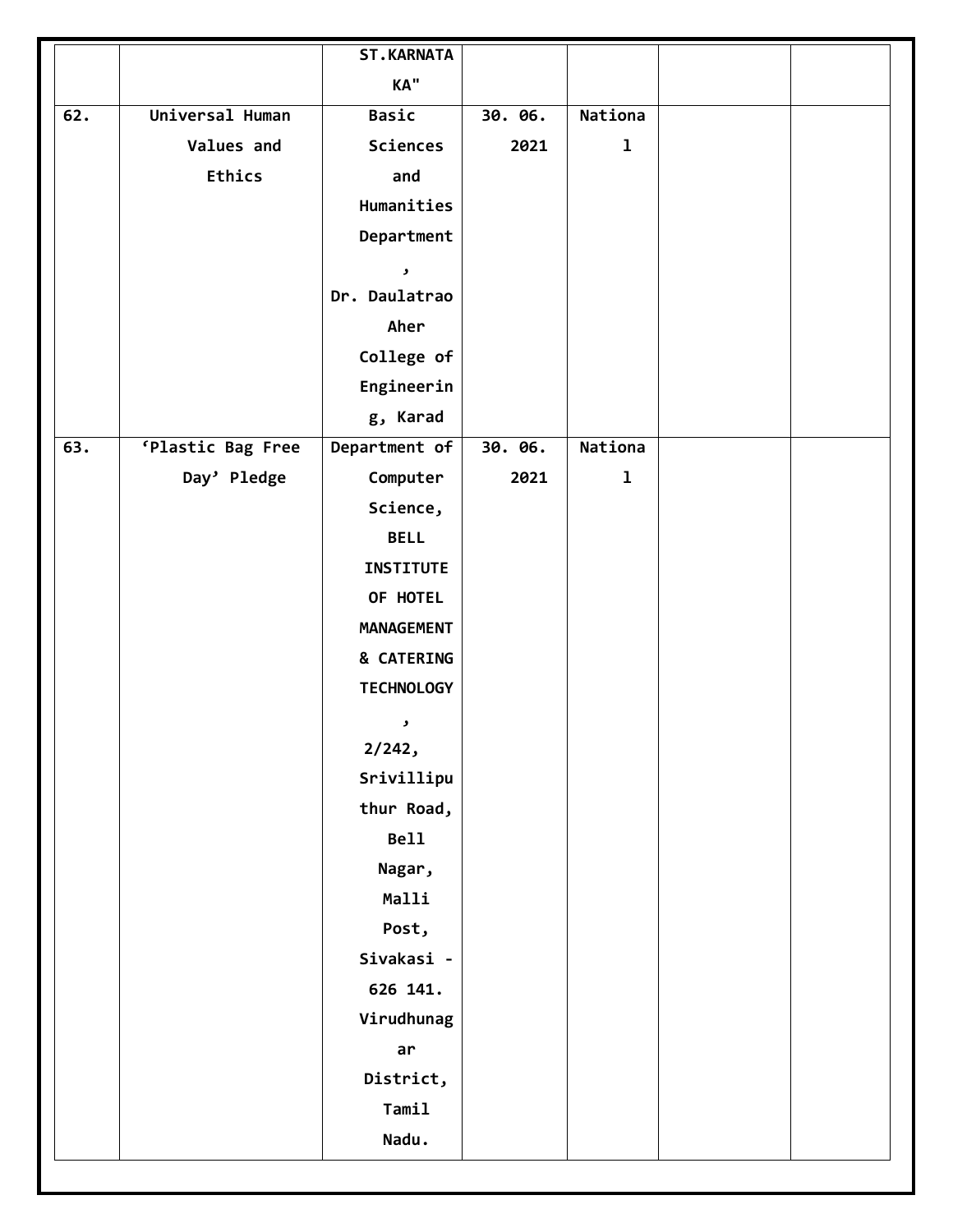| | | ST.KARNATAKA" | | | | |
|---|---|---|---|---|---|---|
| 62. | Universal Human Values and Ethics | Basic Sciences and Humanities Department, Dr. Daulatrao Aher College of Engineering, Karad | 30. 06. 2021 | National | | |
| 63. | 'Plastic Bag Free Day' Pledge | Department of Computer Science, BELL INSTITUTE OF HOTEL MANAGEMENT & CATERING TECHNOLOGY, 2/242, Srivillipu thur Road, Bell Nagar, Malli Post, Sivakasi - 626 141. Virudhunagar District, Tamil Nadu. | 30. 06. 2021 | National | | |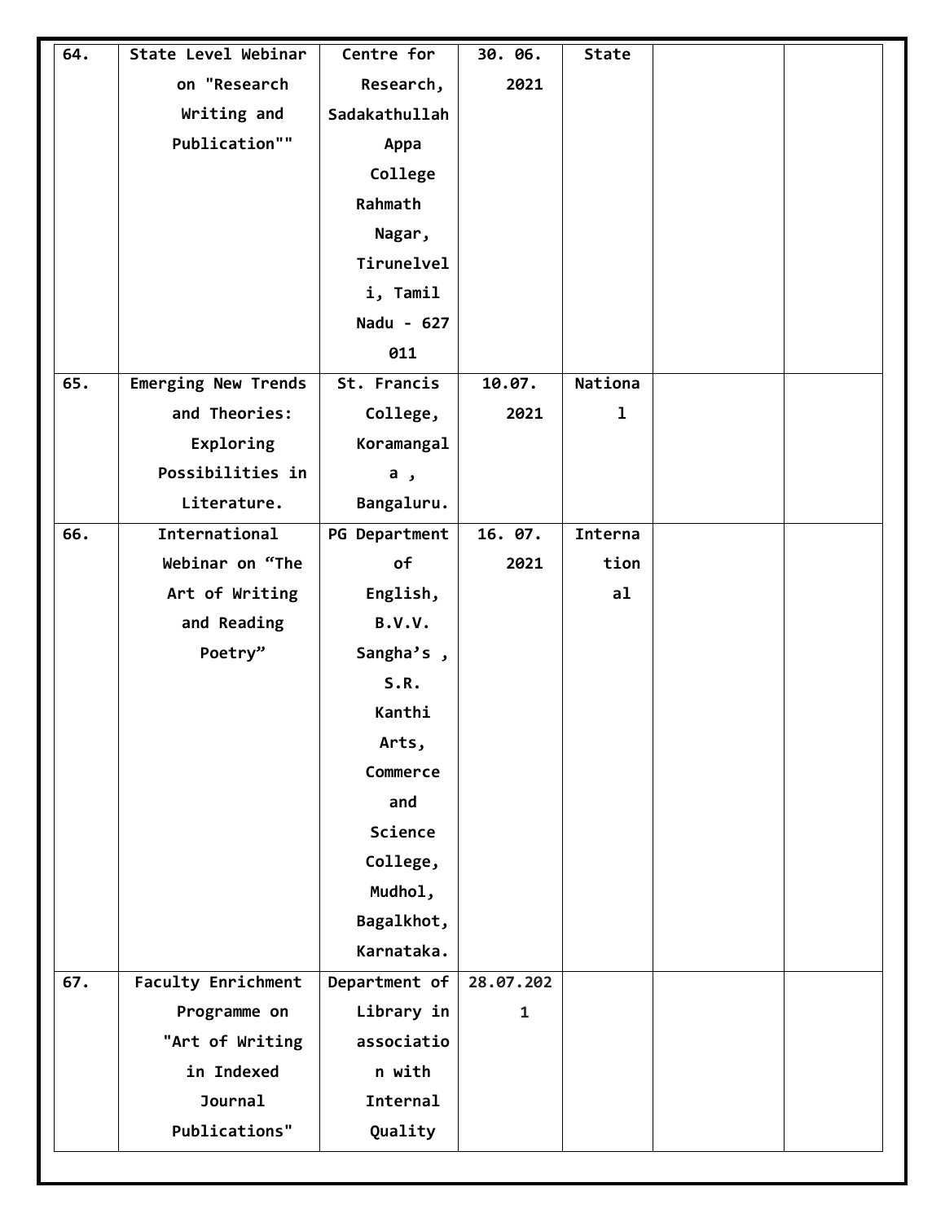| | | | | | | |
|---|---|---|---|---|---|---|
| 64. | State Level Webinar on "Research Writing and Publication"" | Centre for Research, Sadakathullah Appa College Rahmath Nagar, Tirunelveli, Tamil Nadu - 627 011 | 30. 06. 2021 | State | | |
| 65. | Emerging New Trends and Theories: Exploring Possibilities in Literature. | St. Francis College, Koramangala , Bangaluru. | 10.07. 2021 | National | | |
| 66. | International Webinar on "The Art of Writing and Reading Poetry" | PG Department of English, B.V.V. Sangha's , S.R. Kanthi Arts, Commerce and Science College, Mudhol, Bagalkhot, Karnataka. | 16. 07. 2021 | International | | |
| 67. | Faculty Enrichment Programme on "Art of Writing in Indexed Journal Publications" | Department of Library in association with Internal Quality | 28.07.2021 | | | |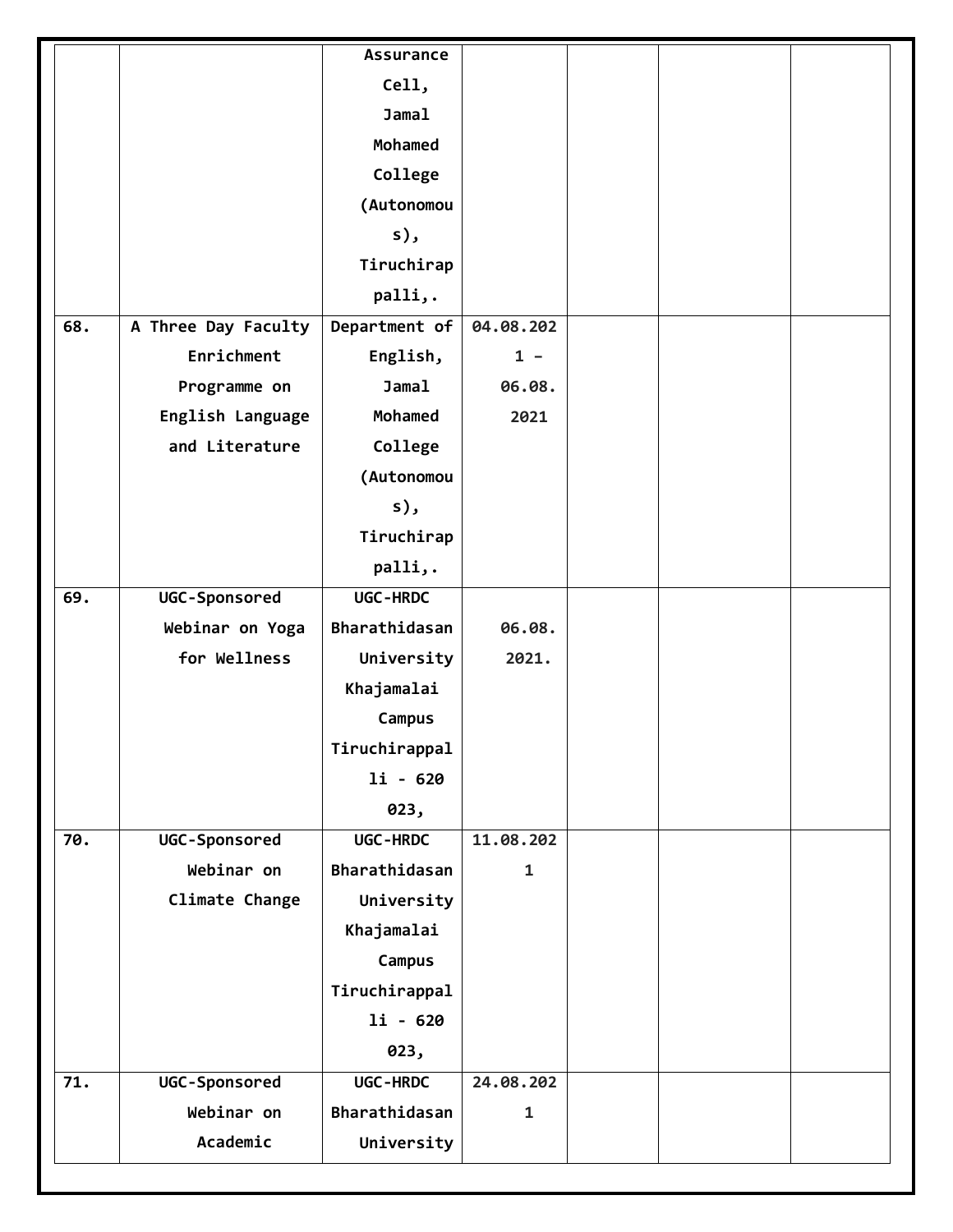| | | | | | | |
|---|---|---|---|---|---|---|
| | | Assurance Cell, Jamal Mohamed College (Autonomous), Tiruchirappalli,. | | | | |
| 68. | A Three Day Faculty Enrichment Programme on English Language and Literature | Department of English, Jamal Mohamed College (Autonomous), Tiruchirappalli,. | 04.08.2021 – 06.08.2021 | | | |
| 69. | UGC-Sponsored Webinar on Yoga for Wellness | UGC-HRDC Bharathidasan University Khajamalai Campus Tiruchirappalli - 620 023, | 06.08.2021. | | | |
| 70. | UGC-Sponsored Webinar on Climate Change | UGC-HRDC Bharathidasan University Khajamalai Campus Tiruchirappalli - 620 023, | 11.08.2021 | | | |
| 71. | UGC-Sponsored Webinar on Academic | UGC-HRDC Bharathidasan University | 24.08.2021 | | | |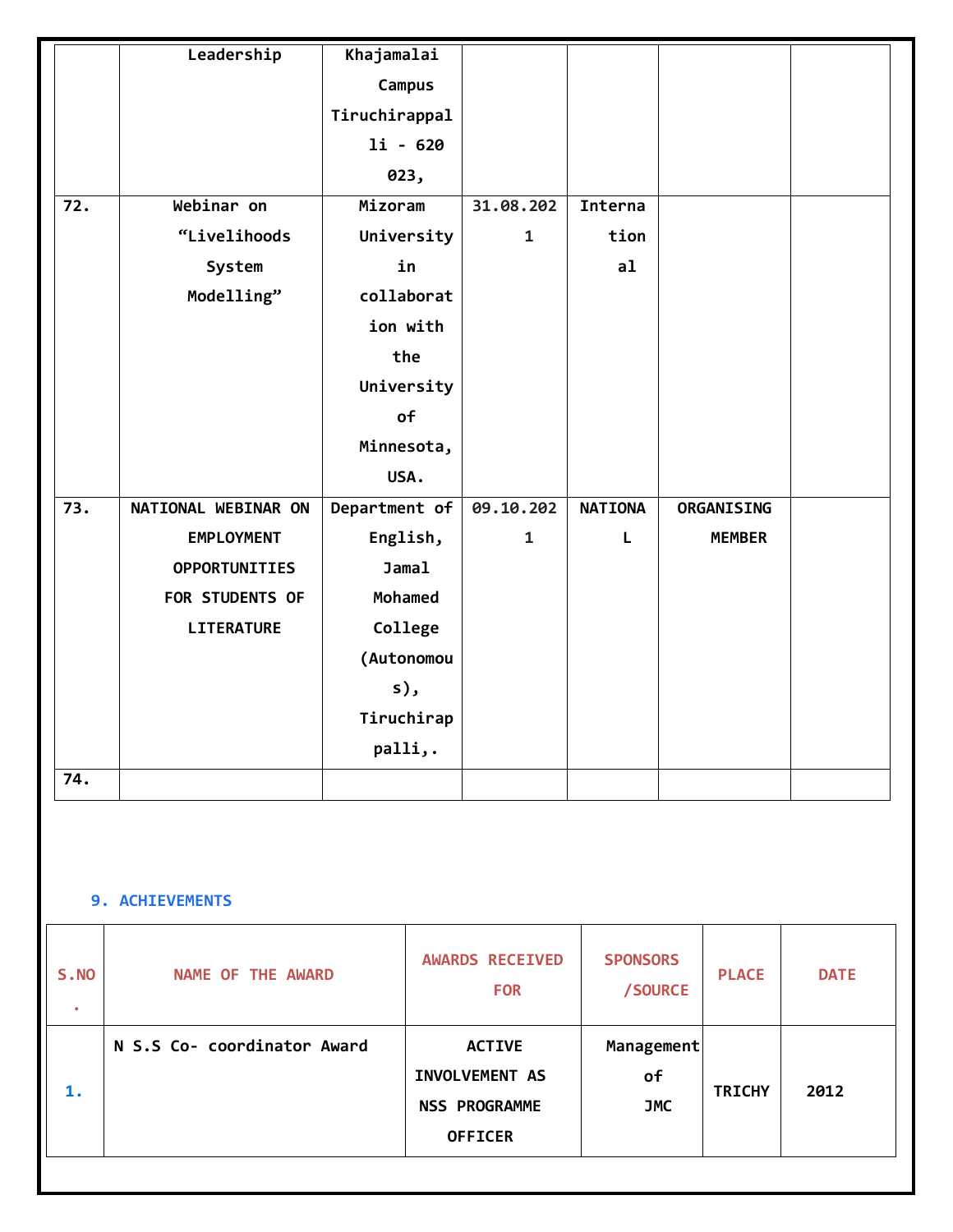| | Leadership | Khajamalai Campus Tiruchirappalli - 620 023, | | | | |
|---|---|---|---|---|---|---|
| 72. | Webinar on “Livelihoods System Modelling” | Mizoram University in collaboration with the University of Minnesota, USA. | 31.08.2021 | International | | |
| 73. | NATIONAL WEBINAR ON EMPLOYMENT OPPORTUNITIES FOR STUDENTS OF LITERATURE | Department of English, Jamal Mohamed College (Autonomous), Tiruchirappalli,. | 09.10.2021 | NATIONAL | ORGANISING MEMBER | |
| 74. | | | | | | |

## 9. ACHIEVEMENTS

| S.NO. | NAME OF THE AWARD | AWARDS RECEIVED FOR | SPONSORS /SOURCE | PLACE | DATE |
|---|---|---|---|---|---|
| 1. | N S.S Co- coordinator Award | ACTIVE INVOLVEMENT AS NSS PROGRAMME OFFICER | Management of JMC | TRICHY | 2012 |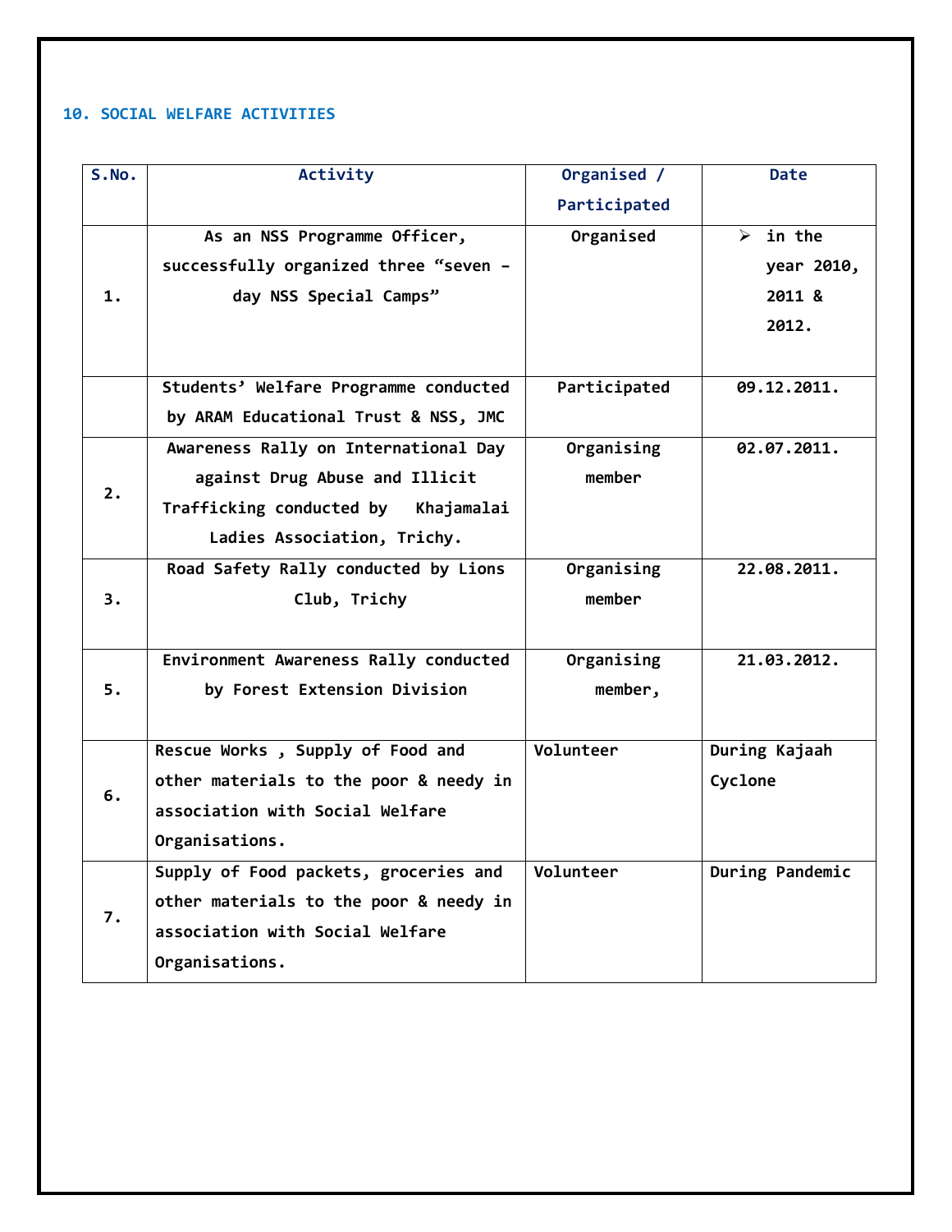## 10. SOCIAL WELFARE ACTIVITIES

| S.No. | Activity | Organised / Participated | Date |
|---|---|---|---|
| 1. | As an NSS Programme Officer, successfully organized three "seven – day NSS Special Camps" | Organised | ➢ in the year 2010, 2011 & 2012. |
| | Students' Welfare Programme conducted by ARAM Educational Trust & NSS, JMC | Participated | 09.12.2011. |
| 2. | Awareness Rally on International Day against Drug Abuse and Illicit Trafficking conducted by Khajamalai Ladies Association, Trichy. | Organising member | 02.07.2011. |
| 3. | Road Safety Rally conducted by Lions Club, Trichy | Organising member | 22.08.2011. |
| 5. | Environment Awareness Rally conducted by Forest Extension Division | Organising member, | 21.03.2012. |
| 6. | Rescue Works , Supply of Food and other materials to the poor & needy in association with Social Welfare Organisations. | Volunteer | During Kajaah Cyclone |
| 7. | Supply of Food packets, groceries and other materials to the poor & needy in association with Social Welfare Organisations. | Volunteer | During Pandemic |